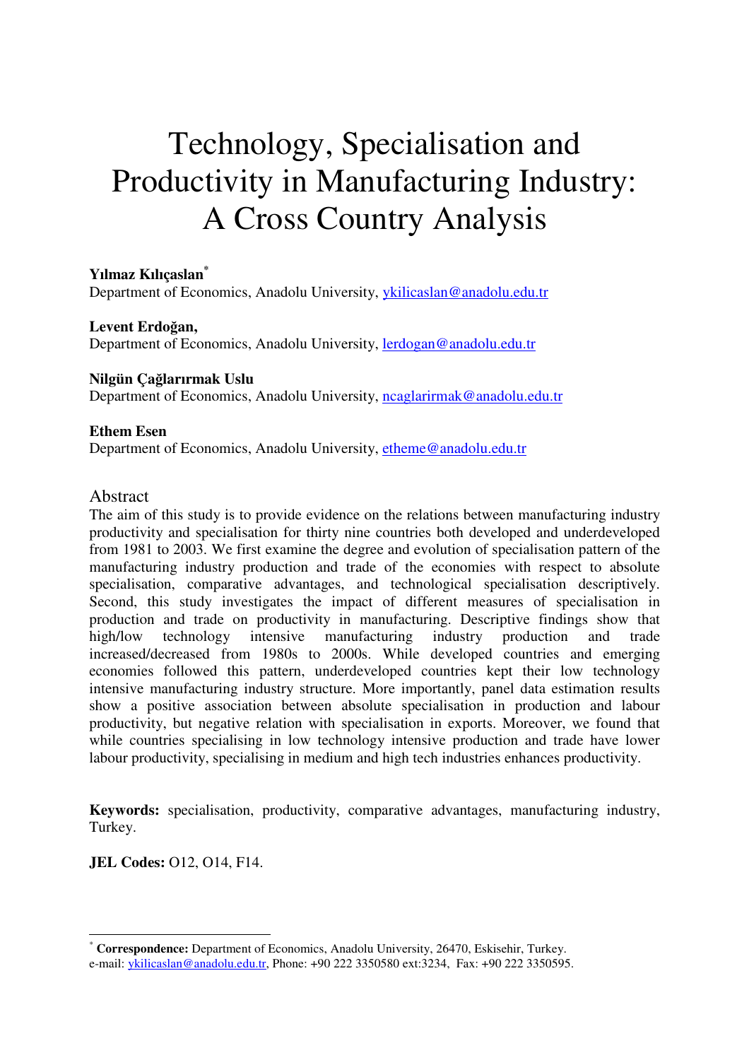# Technology, Specialisation and Productivity in Manufacturing Industry: A Cross Country Analysis

**Yılmaz Kılıçaslan**[*]
Department of Economics, Anadolu University, ykilicaslan@anadolu.edu.tr

**Levent Erdoğan,**
Department of Economics, Anadolu University, lerdogan@anadolu.edu.tr

**Nilgün Çağlarırmak Uslu**
Department of Economics, Anadolu University, ncaglarirmak@anadolu.edu.tr

**Ethem Esen**
Department of Economics, Anadolu University, etheme@anadolu.edu.tr

## Abstract

The aim of this study is to provide evidence on the relations between manufacturing industry productivity and specialisation for thirty nine countries both developed and underdeveloped from 1981 to 2003. We first examine the degree and evolution of specialisation pattern of the manufacturing industry production and trade of the economies with respect to absolute specialisation, comparative advantages, and technological specialisation descriptively. Second, this study investigates the impact of different measures of specialisation in production and trade on productivity in manufacturing. Descriptive findings show that high/low technology intensive manufacturing industry production and trade increased/decreased from 1980s to 2000s. While developed countries and emerging economies followed this pattern, underdeveloped countries kept their low technology intensive manufacturing industry structure. More importantly, panel data estimation results show a positive association between absolute specialisation in production and labour productivity, but negative relation with specialisation in exports. Moreover, we found that while countries specialising in low technology intensive production and trade have lower labour productivity, specialising in medium and high tech industries enhances productivity.

**Keywords:** specialisation, productivity, comparative advantages, manufacturing industry, Turkey.

**JEL Codes:** O12, O14, F14.

[*] **Correspondence:** Department of Economics, Anadolu University, 26470, Eskisehir, Turkey.
e-mail: ykilicaslan@anadolu.edu.tr, Phone: +90 222 3350580 ext:3234, Fax: +90 222 3350595.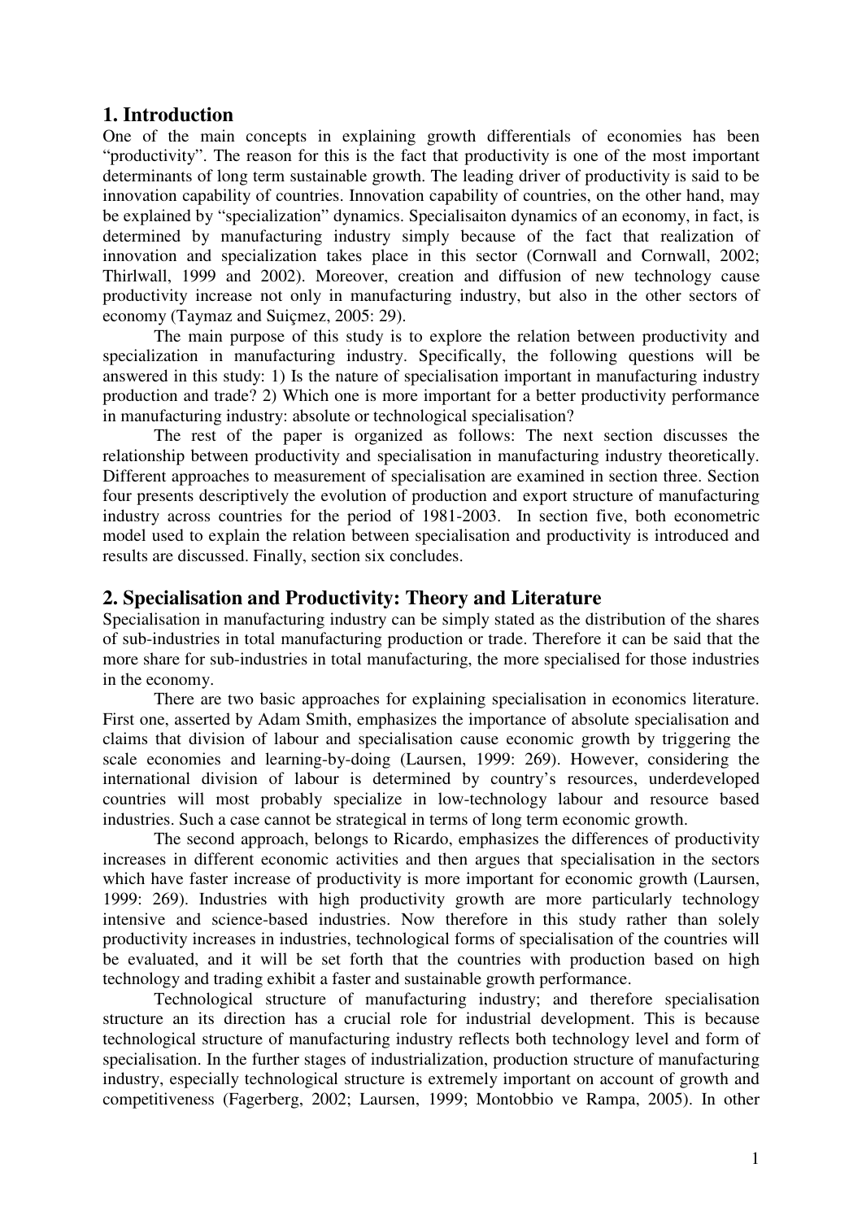## 1. Introduction

One of the main concepts in explaining growth differentials of economies has been "productivity". The reason for this is the fact that productivity is one of the most important determinants of long term sustainable growth. The leading driver of productivity is said to be innovation capability of countries. Innovation capability of countries, on the other hand, may be explained by "specialization" dynamics. Specialisaiton dynamics of an economy, in fact, is determined by manufacturing industry simply because of the fact that realization of innovation and specialization takes place in this sector (Cornwall and Cornwall, 2002; Thirlwall, 1999 and 2002). Moreover, creation and diffusion of new technology cause productivity increase not only in manufacturing industry, but also in the other sectors of economy (Taymaz and Suiçmez, 2005: 29).

The main purpose of this study is to explore the relation between productivity and specialization in manufacturing industry. Specifically, the following questions will be answered in this study: 1) Is the nature of specialisation important in manufacturing industry production and trade? 2) Which one is more important for a better productivity performance in manufacturing industry: absolute or technological specialisation?

The rest of the paper is organized as follows: The next section discusses the relationship between productivity and specialisation in manufacturing industry theoretically. Different approaches to measurement of specialisation are examined in section three. Section four presents descriptively the evolution of production and export structure of manufacturing industry across countries for the period of 1981-2003. In section five, both econometric model used to explain the relation between specialisation and productivity is introduced and results are discussed. Finally, section six concludes.

## 2. Specialisation and Productivity: Theory and Literature

Specialisation in manufacturing industry can be simply stated as the distribution of the shares of sub-industries in total manufacturing production or trade. Therefore it can be said that the more share for sub-industries in total manufacturing, the more specialised for those industries in the economy.

There are two basic approaches for explaining specialisation in economics literature. First one, asserted by Adam Smith, emphasizes the importance of absolute specialisation and claims that division of labour and specialisation cause economic growth by triggering the scale economies and learning-by-doing (Laursen, 1999: 269). However, considering the international division of labour is determined by country's resources, underdeveloped countries will most probably specialize in low-technology labour and resource based industries. Such a case cannot be strategical in terms of long term economic growth.

The second approach, belongs to Ricardo, emphasizes the differences of productivity increases in different economic activities and then argues that specialisation in the sectors which have faster increase of productivity is more important for economic growth (Laursen, 1999: 269). Industries with high productivity growth are more particularly technology intensive and science-based industries. Now therefore in this study rather than solely productivity increases in industries, technological forms of specialisation of the countries will be evaluated, and it will be set forth that the countries with production based on high technology and trading exhibit a faster and sustainable growth performance.

Technological structure of manufacturing industry; and therefore specialisation structure an its direction has a crucial role for industrial development. This is because technological structure of manufacturing industry reflects both technology level and form of specialisation. In the further stages of industrialization, production structure of manufacturing industry, especially technological structure is extremely important on account of growth and competitiveness (Fagerberg, 2002; Laursen, 1999; Montobbio ve Rampa, 2005). In other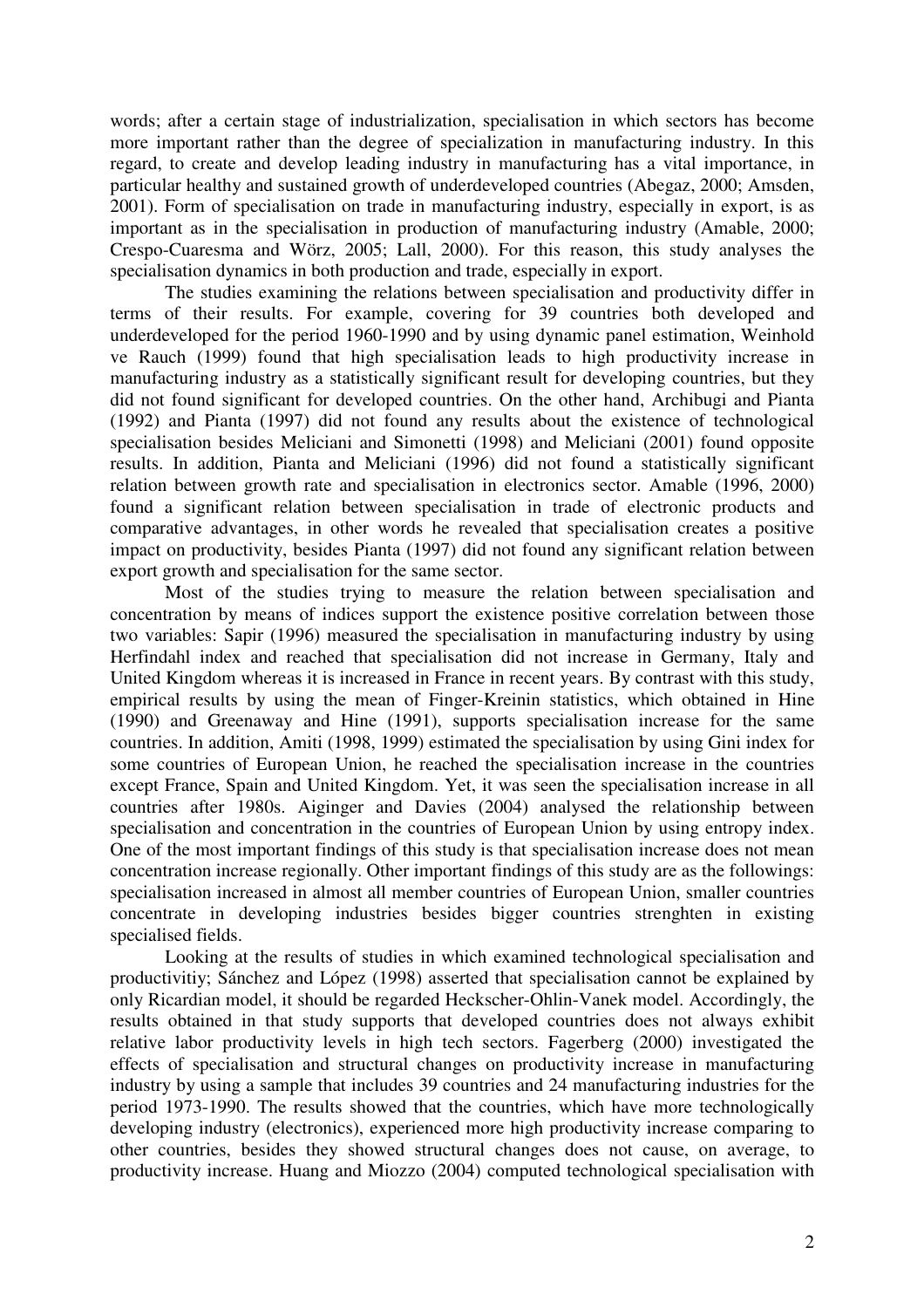words; after a certain stage of industrialization, specialisation in which sectors has become more important rather than the degree of specialization in manufacturing industry. In this regard, to create and develop leading industry in manufacturing has a vital importance, in particular healthy and sustained growth of underdeveloped countries (Abegaz, 2000; Amsden, 2001). Form of specialisation on trade in manufacturing industry, especially in export, is as important as in the specialisation in production of manufacturing industry (Amable, 2000; Crespo-Cuaresma and Wörz, 2005; Lall, 2000). For this reason, this study analyses the specialisation dynamics in both production and trade, especially in export.

The studies examining the relations between specialisation and productivity differ in terms of their results. For example, covering for 39 countries both developed and underdeveloped for the period 1960-1990 and by using dynamic panel estimation, Weinhold ve Rauch (1999) found that high specialisation leads to high productivity increase in manufacturing industry as a statistically significant result for developing countries, but they did not found significant for developed countries. On the other hand, Archibugi and Pianta (1992) and Pianta (1997) did not found any results about the existence of technological specialisation besides Meliciani and Simonetti (1998) and Meliciani (2001) found opposite results. In addition, Pianta and Meliciani (1996) did not found a statistically significant relation between growth rate and specialisation in electronics sector. Amable (1996, 2000) found a significant relation between specialisation in trade of electronic products and comparative advantages, in other words he revealed that specialisation creates a positive impact on productivity, besides Pianta (1997) did not found any significant relation between export growth and specialisation for the same sector.

Most of the studies trying to measure the relation between specialisation and concentration by means of indices support the existence positive correlation between those two variables: Sapir (1996) measured the specialisation in manufacturing industry by using Herfindahl index and reached that specialisation did not increase in Germany, Italy and United Kingdom whereas it is increased in France in recent years. By contrast with this study, empirical results by using the mean of Finger-Kreinin statistics, which obtained in Hine (1990) and Greenaway and Hine (1991), supports specialisation increase for the same countries. In addition, Amiti (1998, 1999) estimated the specialisation by using Gini index for some countries of European Union, he reached the specialisation increase in the countries except France, Spain and United Kingdom. Yet, it was seen the specialisation increase in all countries after 1980s. Aiginger and Davies (2004) analysed the relationship between specialisation and concentration in the countries of European Union by using entropy index. One of the most important findings of this study is that specialisation increase does not mean concentration increase regionally. Other important findings of this study are as the followings: specialisation increased in almost all member countries of European Union, smaller countries concentrate in developing industries besides bigger countries strenghten in existing specialised fields.

Looking at the results of studies in which examined technological specialisation and productivitiy; Sánchez and López (1998) asserted that specialisation cannot be explained by only Ricardian model, it should be regarded Heckscher-Ohlin-Vanek model. Accordingly, the results obtained in that study supports that developed countries does not always exhibit relative labor productivity levels in high tech sectors. Fagerberg (2000) investigated the effects of specialisation and structural changes on productivity increase in manufacturing industry by using a sample that includes 39 countries and 24 manufacturing industries for the period 1973-1990. The results showed that the countries, which have more technologically developing industry (electronics), experienced more high productivity increase comparing to other countries, besides they showed structural changes does not cause, on average, to productivity increase. Huang and Miozzo (2004) computed technological specialisation with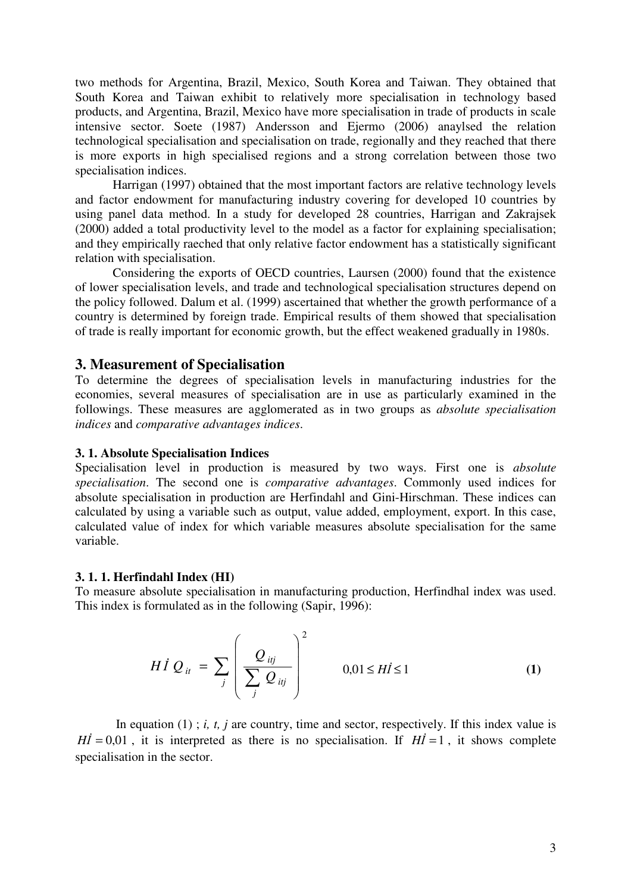two methods for Argentina, Brazil, Mexico, South Korea and Taiwan. They obtained that South Korea and Taiwan exhibit to relatively more specialisation in technology based products, and Argentina, Brazil, Mexico have more specialisation in trade of products in scale intensive sector. Soete (1987) Andersson and Ejermo (2006) anaylsed the relation technological specialisation and specialisation on trade, regionally and they reached that there is more exports in high specialised regions and a strong correlation between those two specialisation indices.

Harrigan (1997) obtained that the most important factors are relative technology levels and factor endowment for manufacturing industry covering for developed 10 countries by using panel data method. In a study for developed 28 countries, Harrigan and Zakrajsek (2000) added a total productivity level to the model as a factor for explaining specialisation; and they empirically raeched that only relative factor endowment has a statistically significant relation with specialisation.

Considering the exports of OECD countries, Laursen (2000) found that the existence of lower specialisation levels, and trade and technological specialisation structures depend on the policy followed. Dalum et al. (1999) ascertained that whether the growth performance of a country is determined by foreign trade. Empirical results of them showed that specialisation of trade is really important for economic growth, but the effect weakened gradually in 1980s.

## 3. Measurement of Specialisation

To determine the degrees of specialisation levels in manufacturing industries for the economies, several measures of specialisation are in use as particularly examined in the followings. These measures are agglomerated as in two groups as *absolute specialisation indices* and *comparative advantages indices*.

### 3. 1. Absolute Specialisation Indices

Specialisation level in production is measured by two ways. First one is *absolute specialisation*. The second one is *comparative advantages*. Commonly used indices for absolute specialisation in production are Herfindahl and Gini-Hirschman. These indices can calculated by using a variable such as output, value added, employment, export. In this case, calculated value of index for which variable measures absolute specialisation for the same variable.

#### 3. 1. 1. Herfindahl Index (HI)

To measure absolute specialisation in manufacturing production, Herfindhal index was used. This index is formulated as in the following (Sapir, 1996):

$$H\dot{I}\,Q_{it} = \sum_{j} \left( \frac{Q_{itj}}{\sum_{j} Q_{itj}} \right)^2 \qquad 0{,}01 \le H\dot{I} \le 1 \qquad \textbf{(1)}$$

In equation (1) ; *i, t, j* are country, time and sector, respectively. If this index value is $H\dot{I} = 0{,}01$ , it is interpreted as there is no specialisation. If $H\dot{I} = 1$ , it shows complete specialisation in the sector.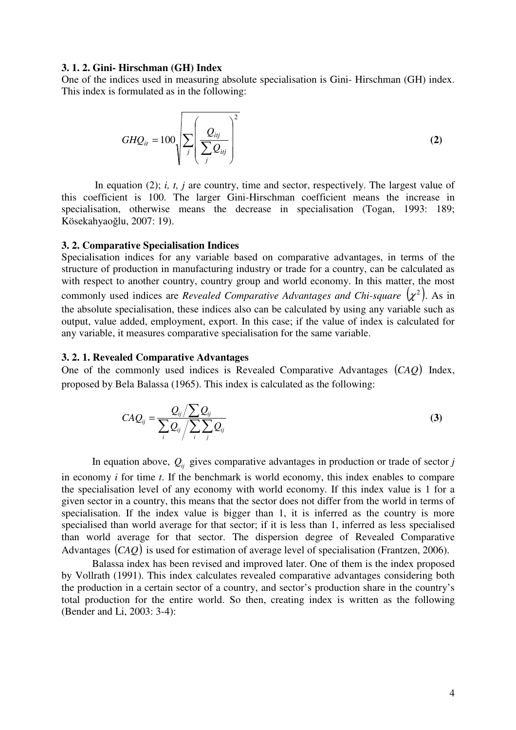### 3. 1. 2. Gini- Hirschman (GH) Index

One of the indices used in measuring absolute specialisation is Gini- Hirschman (GH) index. This index is formulated as in the following:

$$GHQ_{it} = 100\sqrt{\sum_{j}\left(\frac{Q_{itj}}{\sum_{j} Q_{itj}}\right)^{2}} \tag{2}$$

In equation (2); *i, t, j* are country, time and sector, respectively. The largest value of this coefficient is 100. The larger Gini-Hirschman coefficient means the increase in specialisation, otherwise means the decrease in specialisation (Togan, 1993: 189; Kösekahyaoğlu, 2007: 19).

### 3. 2. Comparative Specialisation Indices

Specialisation indices for any variable based on comparative advantages, in terms of the structure of production in manufacturing industry or trade for a country, can be calculated as with respect to another country, country group and world economy. In this matter, the most commonly used indices are *Revealed Comparative Advantages and Chi-square* $(\chi^2)$. As in the absolute specialisation, these indices also can be calculated by using any variable such as output, value added, employment, export. In this case; if the value of index is calculated for any variable, it measures comparative specialisation for the same variable.

### 3. 2. 1. Revealed Comparative Advantages

One of the commonly used indices is Revealed Comparative Advantages $(CAQ)$ Index, proposed by Bela Balassa (1965). This index is calculated as the following:

$$CAQ_{ij} = \frac{Q_{ij} \Big/ \sum Q_{ij}}{\sum_{i} Q_{ij} \Big/ \sum_{i}\sum_{j} Q_{ij}} \tag{3}$$

In equation above, $Q_{ij}$ gives comparative advantages in production or trade of sector *j* in economy *i* for time *t*. If the benchmark is world economy, this index enables to compare the specialisation level of any economy with world economy. If this index value is 1 for a given sector in a country, this means that the sector does not differ from the world in terms of specialisation. If the index value is bigger than 1, it is inferred as the country is more specialised than world average for that sector; if it is less than 1, inferred as less specialised than world average for that sector. The dispersion degree of Revealed Comparative Advantages $(CAQ)$ is used for estimation of average level of specialisation (Frantzen, 2006).

Balassa index has been revised and improved later. One of them is the index proposed by Vollrath (1991). This index calculates revealed comparative advantages considering both the production in a certain sector of a country, and sector's production share in the country's total production for the entire world. So then, creating index is written as the following (Bender and Li, 2003: 3-4):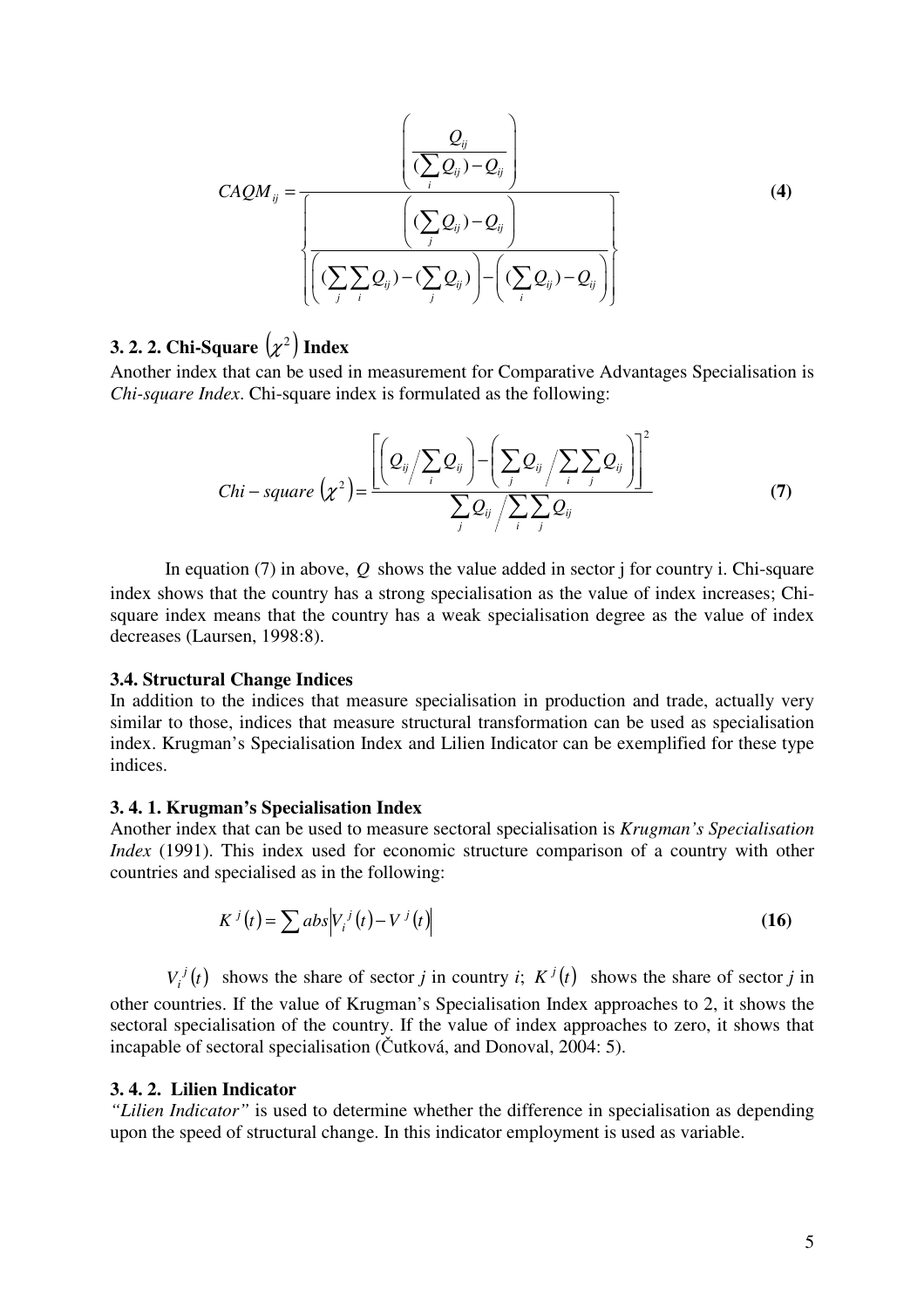$$CAQM_{ij} = \frac{\left( \dfrac{Q_{ij}}{(\sum_i Q_{ij}) - Q_{ij}} \right)}{\left\{ \dfrac{\left( (\sum_j Q_{ij}) - Q_{ij} \right)}{\left( (\sum_j \sum_i Q_{ij}) - (\sum_j Q_{ij}) \right) - \left( (\sum_i Q_{ij}) - Q_{ij} \right)} \right\}} \tag{4}$$

### 3. 2. 2. Chi-Square $(\chi^2)$ Index

Another index that can be used in measurement for Comparative Advantages Specialisation is *Chi-square Index*. Chi-square index is formulated as the following:

$$Chi-square\ (\chi^2) = \frac{\left[ \left( Q_{ij} \Big/ \sum_i Q_{ij} \right) - \left( \sum_j Q_{ij} \Big/ \sum_i \sum_j Q_{ij} \right) \right]^2}{\sum_j Q_{ij} \Big/ \sum_i \sum_j Q_{ij}} \tag{7}$$

In equation (7) in above, $Q$ shows the value added in sector j for country i. Chi-square index shows that the country has a strong specialisation as the value of index increases; Chi-square index means that the country has a weak specialisation degree as the value of index decreases (Laursen, 1998:8).

### 3.4. Structural Change Indices

In addition to the indices that measure specialisation in production and trade, actually very similar to those, indices that measure structural transformation can be used as specialisation index. Krugman's Specialisation Index and Lilien Indicator can be exemplified for these type indices.

### 3. 4. 1. Krugman's Specialisation Index

Another index that can be used to measure sectoral specialisation is *Krugman's Specialisation Index* (1991). This index used for economic structure comparison of a country with other countries and specialised as in the following:

$$K^j(t) = \sum abs \left| V_i^j(t) - V^j(t) \right| \tag{16}$$

$V_i^j(t)$ shows the share of sector *j* in country *i*; $K^j(t)$ shows the share of sector *j* in other countries. If the value of Krugman's Specialisation Index approaches to 2, it shows the sectoral specialisation of the country. If the value of index approaches to zero, it shows that incapable of sectoral specialisation (Čutková, and Donoval, 2004: 5).

### 3. 4. 2. Lilien Indicator

*"Lilien Indicator"* is used to determine whether the difference in specialisation as depending upon the speed of structural change. In this indicator employment is used as variable.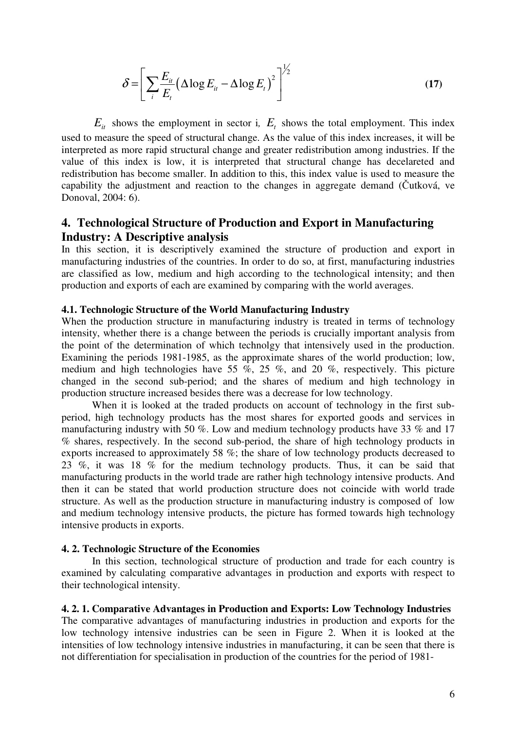$$\delta = \left[ \sum_i \frac{E_{it}}{E_t} \left( \Delta \log E_{it} - \Delta \log E_t \right)^2 \right]^{1/2} \tag{17}$$

$E_{it}$ shows the employment in sector i, $E_t$ shows the total employment. This index used to measure the speed of structural change. As the value of this index increases, it will be interpreted as more rapid structural change and greater redistribution among industries. If the value of this index is low, it is interpreted that structural change has decelareted and redistribution has become smaller. In addition to this, this index value is used to measure the capability the adjustment and reaction to the changes in aggregate demand (Čutková, ve Donoval, 2004: 6).

## 4. Technological Structure of Production and Export in Manufacturing Industry: A Descriptive analysis

In this section, it is descriptively examined the structure of production and export in manufacturing industries of the countries. In order to do so, at first, manufacturing industries are classified as low, medium and high according to the technological intensity; and then production and exports of each are examined by comparing with the world averages.

### 4.1. Technologic Structure of the World Manufacturing Industry

When the production structure in manufacturing industry is treated in terms of technology intensity, whether there is a change between the periods is crucially important analysis from the point of the determination of which technolgy that intensively used in the production. Examining the periods 1981-1985, as the approximate shares of the world production; low, medium and high technologies have 55 %, 25 %, and 20 %, respectively. This picture changed in the second sub-period; and the shares of medium and high technology in production structure increased besides there was a decrease for low technology.

When it is looked at the traded products on account of technology in the first sub-period, high technology products has the most shares for exported goods and services in manufacturing industry with 50 %. Low and medium technology products have 33 % and 17 % shares, respectively. In the second sub-period, the share of high technology products in exports increased to approximately 58 %; the share of low technology products decreased to 23 %, it was 18 % for the medium technology products. Thus, it can be said that manufacturing products in the world trade are rather high technology intensive products. And then it can be stated that world production structure does not coincide with world trade structure. As well as the production structure in manufacturing industry is composed of low and medium technology intensive products, the picture has formed towards high technology intensive products in exports.

### 4. 2. Technologic Structure of the Economies

In this section, technological structure of production and trade for each country is examined by calculating comparative advantages in production and exports with respect to their technological intensity.

#### 4. 2. 1. Comparative Advantages in Production and Exports: Low Technology Industries

The comparative advantages of manufacturing industries in production and exports for the low technology intensive industries can be seen in Figure 2. When it is looked at the intensities of low technology intensive industries in manufacturing, it can be seen that there is not differentiation for specialisation in production of the countries for the period of 1981-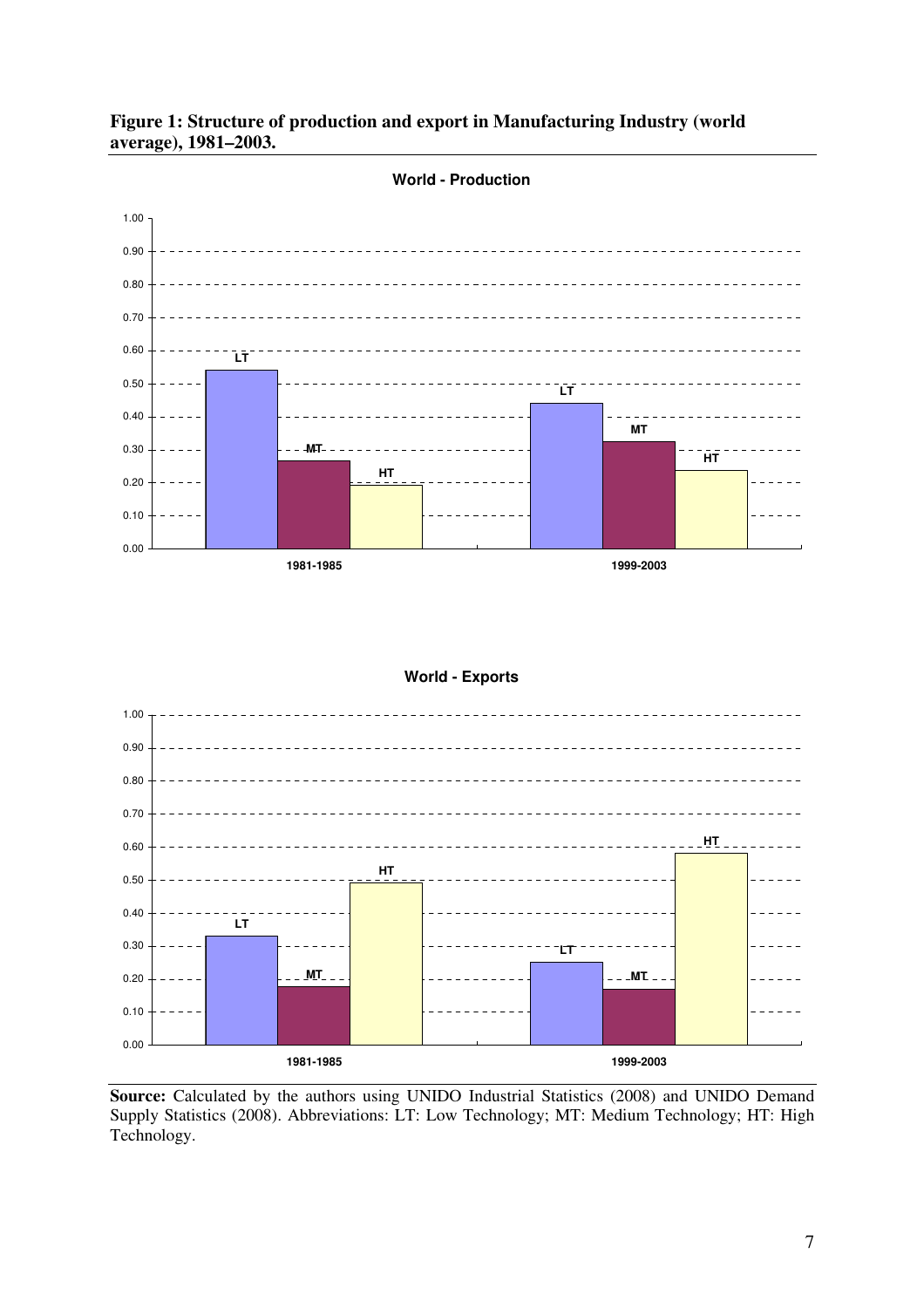**Figure 1: Structure of production and export in Manufacturing Industry (world average), 1981–2003.**

**Source:** Calculated by the authors using UNIDO Industrial Statistics (2008) and UNIDO Demand Supply Statistics (2008). Abbreviations: LT: Low Technology; MT: Medium Technology; HT: High Technology.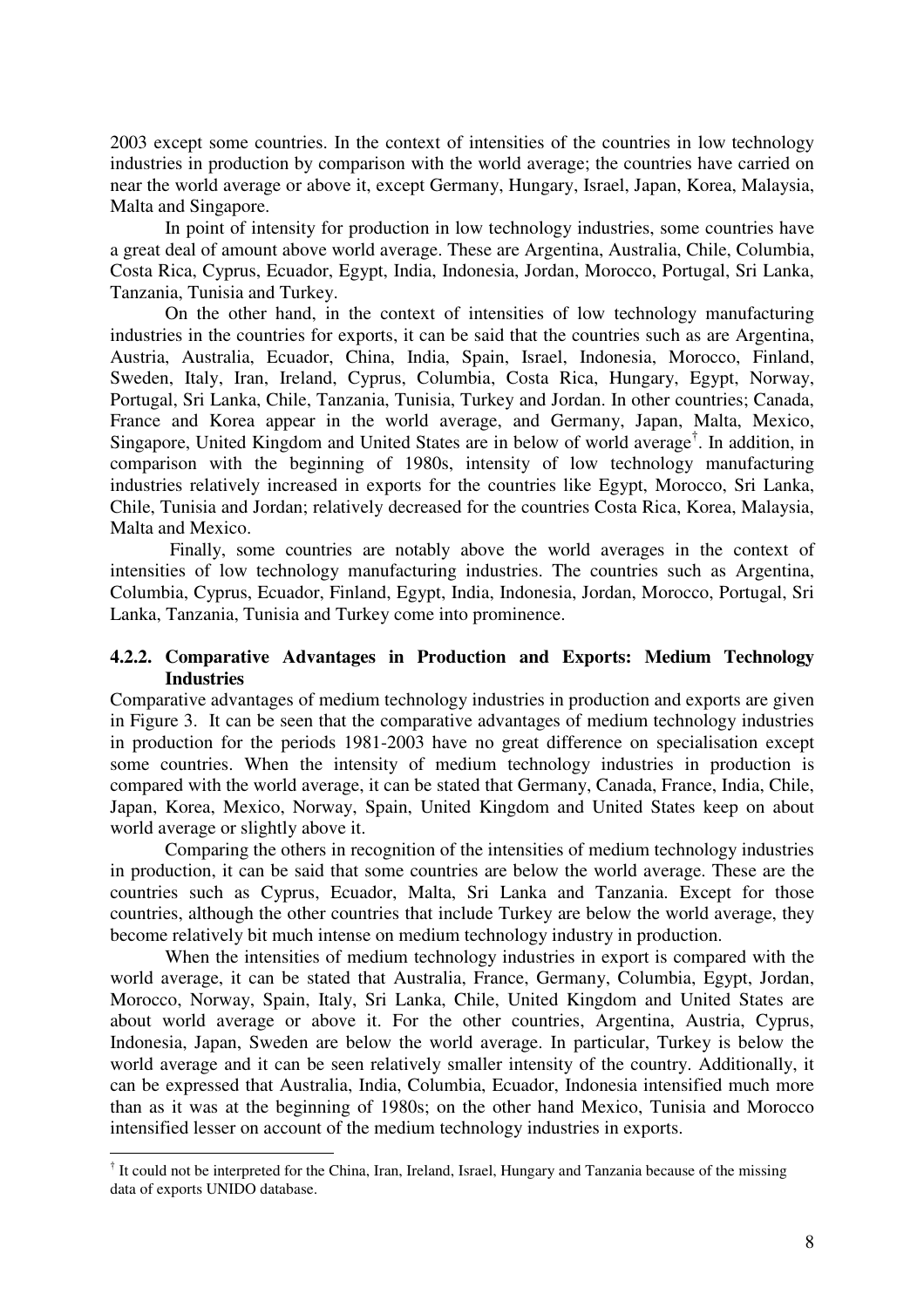2003 except some countries. In the context of intensities of the countries in low technology industries in production by comparison with the world average; the countries have carried on near the world average or above it, except Germany, Hungary, Israel, Japan, Korea, Malaysia, Malta and Singapore.

In point of intensity for production in low technology industries, some countries have a great deal of amount above world average. These are Argentina, Australia, Chile, Columbia, Costa Rica, Cyprus, Ecuador, Egypt, India, Indonesia, Jordan, Morocco, Portugal, Sri Lanka, Tanzania, Tunisia and Turkey.

On the other hand, in the context of intensities of low technology manufacturing industries in the countries for exports, it can be said that the countries such as are Argentina, Austria, Australia, Ecuador, China, India, Spain, Israel, Indonesia, Morocco, Finland, Sweden, Italy, Iran, Ireland, Cyprus, Columbia, Costa Rica, Hungary, Egypt, Norway, Portugal, Sri Lanka, Chile, Tanzania, Tunisia, Turkey and Jordan. In other countries; Canada, France and Korea appear in the world average, and Germany, Japan, Malta, Mexico, Singapore, United Kingdom and United States are in below of world average[†]. In addition, in comparison with the beginning of 1980s, intensity of low technology manufacturing industries relatively increased in exports for the countries like Egypt, Morocco, Sri Lanka, Chile, Tunisia and Jordan; relatively decreased for the countries Costa Rica, Korea, Malaysia, Malta and Mexico.

Finally, some countries are notably above the world averages in the context of intensities of low technology manufacturing industries. The countries such as Argentina, Columbia, Cyprus, Ecuador, Finland, Egypt, India, Indonesia, Jordan, Morocco, Portugal, Sri Lanka, Tanzania, Tunisia and Turkey come into prominence.

### 4.2.2. Comparative Advantages in Production and Exports: Medium Technology Industries

Comparative advantages of medium technology industries in production and exports are given in Figure 3. It can be seen that the comparative advantages of medium technology industries in production for the periods 1981-2003 have no great difference on specialisation except some countries. When the intensity of medium technology industries in production is compared with the world average, it can be stated that Germany, Canada, France, India, Chile, Japan, Korea, Mexico, Norway, Spain, United Kingdom and United States keep on about world average or slightly above it.

Comparing the others in recognition of the intensities of medium technology industries in production, it can be said that some countries are below the world average. These are the countries such as Cyprus, Ecuador, Malta, Sri Lanka and Tanzania. Except for those countries, although the other countries that include Turkey are below the world average, they become relatively bit much intense on medium technology industry in production.

When the intensities of medium technology industries in export is compared with the world average, it can be stated that Australia, France, Germany, Columbia, Egypt, Jordan, Morocco, Norway, Spain, Italy, Sri Lanka, Chile, United Kingdom and United States are about world average or above it. For the other countries, Argentina, Austria, Cyprus, Indonesia, Japan, Sweden are below the world average. In particular, Turkey is below the world average and it can be seen relatively smaller intensity of the country. Additionally, it can be expressed that Australia, India, Columbia, Ecuador, Indonesia intensified much more than as it was at the beginning of 1980s; on the other hand Mexico, Tunisia and Morocco intensified lesser on account of the medium technology industries in exports.

---

[†] It could not be interpreted for the China, Iran, Ireland, Israel, Hungary and Tanzania because of the missing data of exports UNIDO database.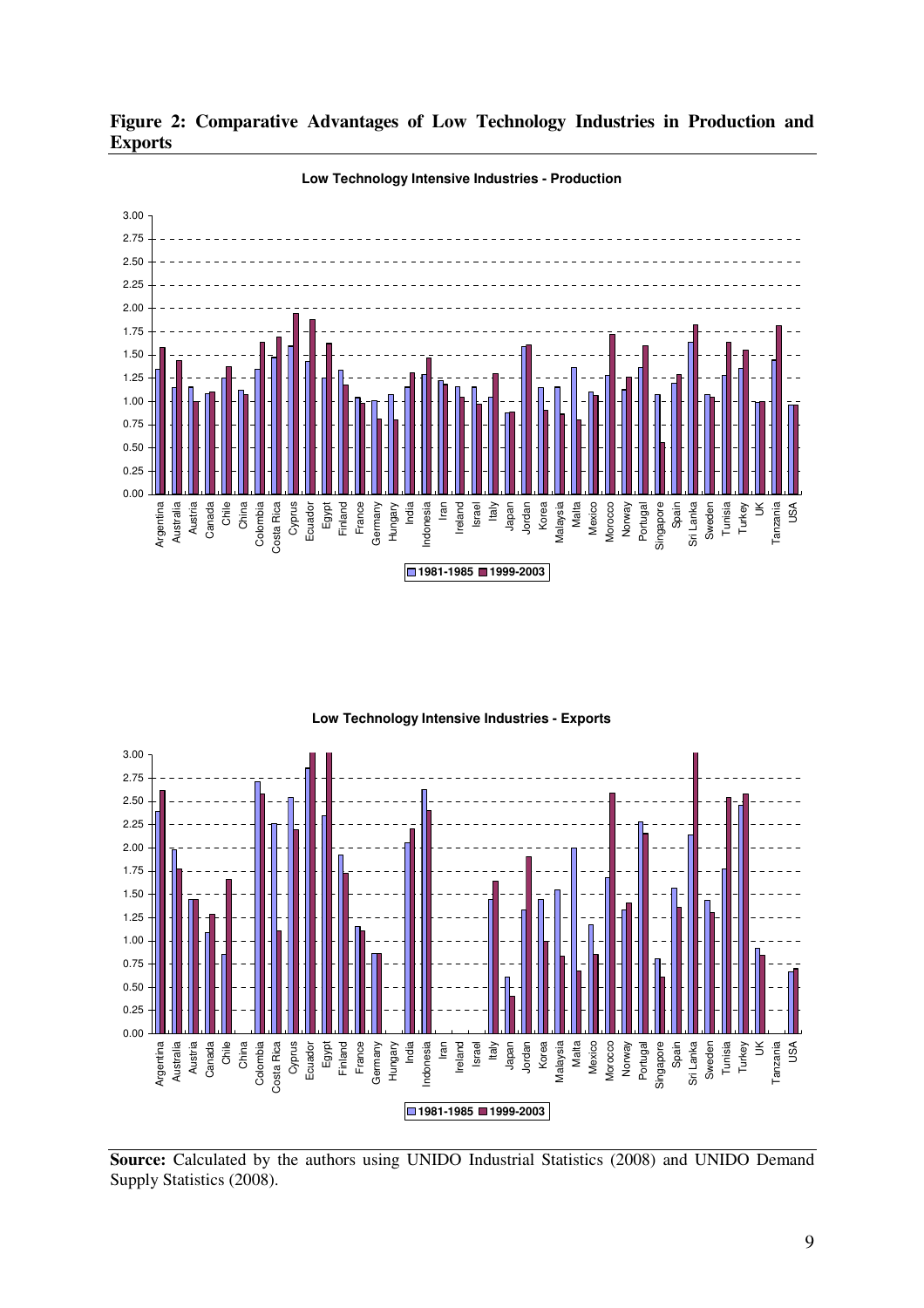**Figure 2: Comparative Advantages of Low Technology Industries in Production and Exports**

**Source:** Calculated by the authors using UNIDO Industrial Statistics (2008) and UNIDO Demand Supply Statistics (2008).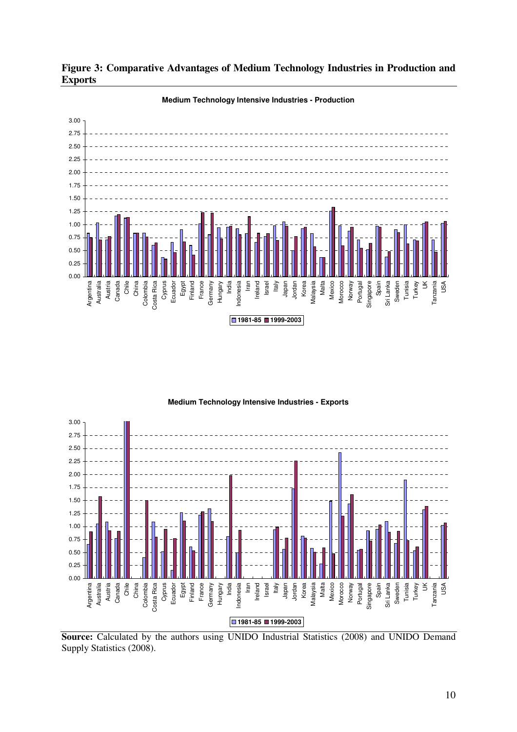**Figure 3: Comparative Advantages of Medium Technology Industries in Production and Exports**

**Source:** Calculated by the authors using UNIDO Industrial Statistics (2008) and UNIDO Demand Supply Statistics (2008).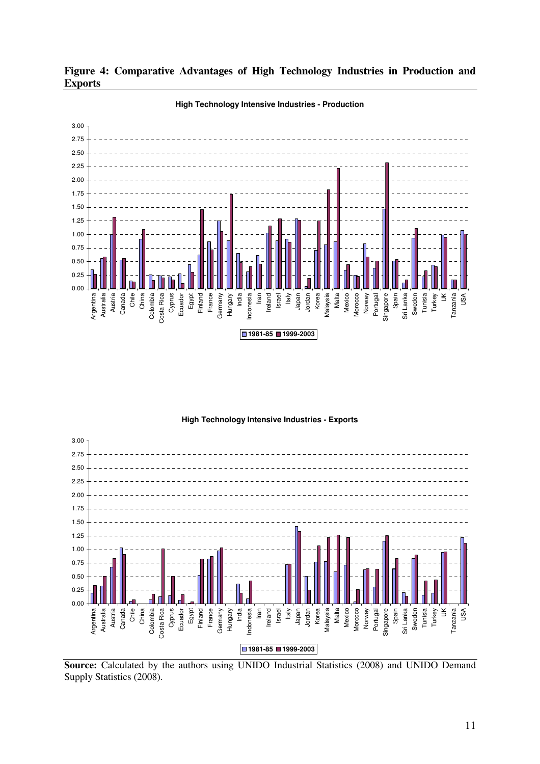**Figure 4: Comparative Advantages of High Technology Industries in Production and Exports**

**Source:** Calculated by the authors using UNIDO Industrial Statistics (2008) and UNIDO Demand Supply Statistics (2008).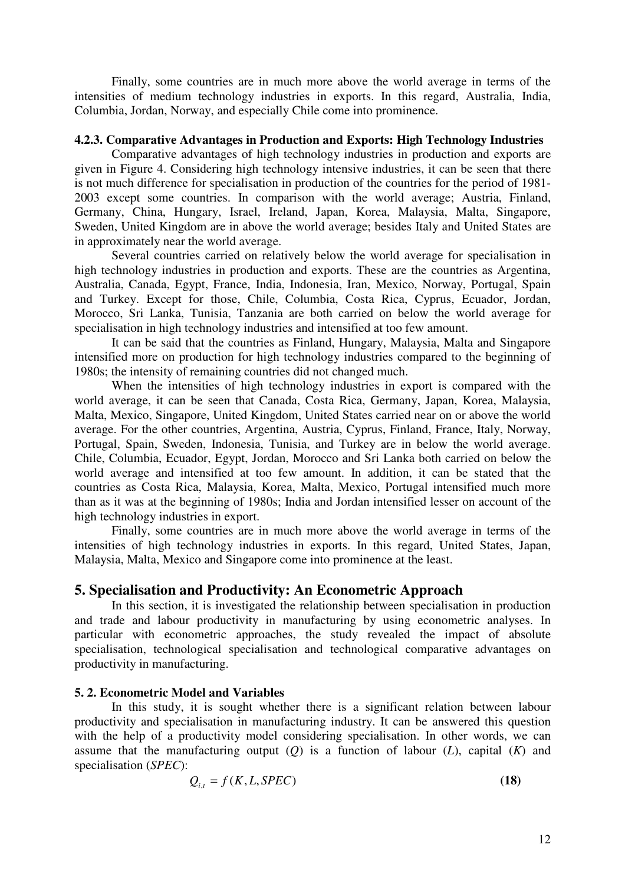Finally, some countries are in much more above the world average in terms of the intensities of medium technology industries in exports. In this regard, Australia, India, Columbia, Jordan, Norway, and especially Chile come into prominence.

### 4.2.3. Comparative Advantages in Production and Exports: High Technology Industries

Comparative advantages of high technology industries in production and exports are given in Figure 4. Considering high technology intensive industries, it can be seen that there is not much difference for specialisation in production of the countries for the period of 1981-2003 except some countries. In comparison with the world average; Austria, Finland, Germany, China, Hungary, Israel, Ireland, Japan, Korea, Malaysia, Malta, Singapore, Sweden, United Kingdom are in above the world average; besides Italy and United States are in approximately near the world average.

Several countries carried on relatively below the world average for specialisation in high technology industries in production and exports. These are the countries as Argentina, Australia, Canada, Egypt, France, India, Indonesia, Iran, Mexico, Norway, Portugal, Spain and Turkey. Except for those, Chile, Columbia, Costa Rica, Cyprus, Ecuador, Jordan, Morocco, Sri Lanka, Tunisia, Tanzania are both carried on below the world average for specialisation in high technology industries and intensified at too few amount.

It can be said that the countries as Finland, Hungary, Malaysia, Malta and Singapore intensified more on production for high technology industries compared to the beginning of 1980s; the intensity of remaining countries did not changed much.

When the intensities of high technology industries in export is compared with the world average, it can be seen that Canada, Costa Rica, Germany, Japan, Korea, Malaysia, Malta, Mexico, Singapore, United Kingdom, United States carried near on or above the world average. For the other countries, Argentina, Austria, Cyprus, Finland, France, Italy, Norway, Portugal, Spain, Sweden, Indonesia, Tunisia, and Turkey are in below the world average. Chile, Columbia, Ecuador, Egypt, Jordan, Morocco and Sri Lanka both carried on below the world average and intensified at too few amount. In addition, it can be stated that the countries as Costa Rica, Malaysia, Korea, Malta, Mexico, Portugal intensified much more than as it was at the beginning of 1980s; India and Jordan intensified lesser on account of the high technology industries in export.

Finally, some countries are in much more above the world average in terms of the intensities of high technology industries in exports. In this regard, United States, Japan, Malaysia, Malta, Mexico and Singapore come into prominence at the least.

## 5. Specialisation and Productivity: An Econometric Approach

In this section, it is investigated the relationship between specialisation in production and trade and labour productivity in manufacturing by using econometric analyses. In particular with econometric approaches, the study revealed the impact of absolute specialisation, technological specialisation and technological comparative advantages on productivity in manufacturing.

### 5. 2. Econometric Model and Variables

In this study, it is sought whether there is a significant relation between labour productivity and specialisation in manufacturing industry. It can be answered this question with the help of a productivity model considering specialisation. In other words, we can assume that the manufacturing output (*Q*) is a function of labour (*L*), capital (*K*) and specialisation (*SPEC*):

$$Q_{i,t} = f(K, L, SPEC) \qquad \textbf{(18)}$$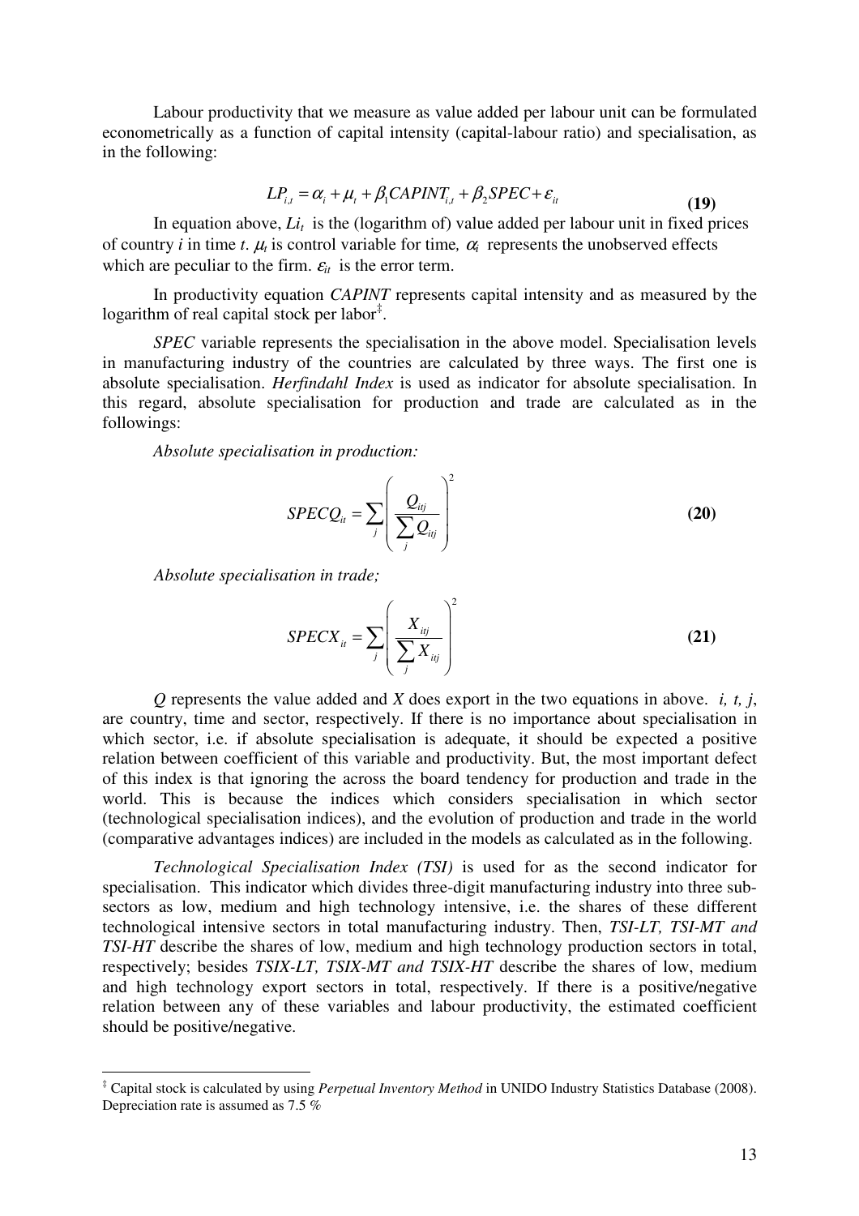Labour productivity that we measure as value added per labour unit can be formulated econometrically as a function of capital intensity (capital-labour ratio) and specialisation, as in the following:

$$LP_{i,t} = \alpha_i + \mu_t + \beta_1 CAPINT_{i,t} + \beta_2 SPEC + \varepsilon_{it} \quad \textbf{(19)}$$

In equation above, $Li_t$ is the (logarithm of) value added per labour unit in fixed prices of country $i$ in time $t$. $\mu_t$ is control variable for time, $\alpha_i$ represents the unobserved effects which are peculiar to the firm. $\varepsilon_{it}$ is the error term.

In productivity equation *CAPINT* represents capital intensity and as measured by the logarithm of real capital stock per labor[‡].

*SPEC* variable represents the specialisation in the above model. Specialisation levels in manufacturing industry of the countries are calculated by three ways. The first one is absolute specialisation. *Herfindahl Index* is used as indicator for absolute specialisation. In this regard, absolute specialisation for production and trade are calculated as in the followings:

*Absolute specialisation in production:*

$$SPECQ_{it} = \sum_j \left( \frac{Q_{itj}}{\sum_j Q_{itj}} \right)^2 \quad \textbf{(20)}$$

*Absolute specialisation in trade;*

$$SPECX_{it} = \sum_j \left( \frac{X_{itj}}{\sum_j X_{itj}} \right)^2 \quad \textbf{(21)}$$

*Q* represents the value added and *X* does export in the two equations in above. *i, t, j*, are country, time and sector, respectively. If there is no importance about specialisation in which sector, i.e. if absolute specialisation is adequate, it should be expected a positive relation between coefficient of this variable and productivity. But, the most important defect of this index is that ignoring the across the board tendency for production and trade in the world. This is because the indices which considers specialisation in which sector (technological specialisation indices), and the evolution of production and trade in the world (comparative advantages indices) are included in the models as calculated as in the following.

*Technological Specialisation Index (TSI)* is used for as the second indicator for specialisation. This indicator which divides three-digit manufacturing industry into three sub-sectors as low, medium and high technology intensive, i.e. the shares of these different technological intensive sectors in total manufacturing industry. Then, *TSI-LT, TSI-MT and TSI-HT* describe the shares of low, medium and high technology production sectors in total, respectively; besides *TSIX-LT, TSIX-MT and TSIX-HT* describe the shares of low, medium and high technology export sectors in total, respectively. If there is a positive/negative relation between any of these variables and labour productivity, the estimated coefficient should be positive/negative.

---

[‡] Capital stock is calculated by using *Perpetual Inventory Method* in UNIDO Industry Statistics Database (2008). Depreciation rate is assumed as 7.5 %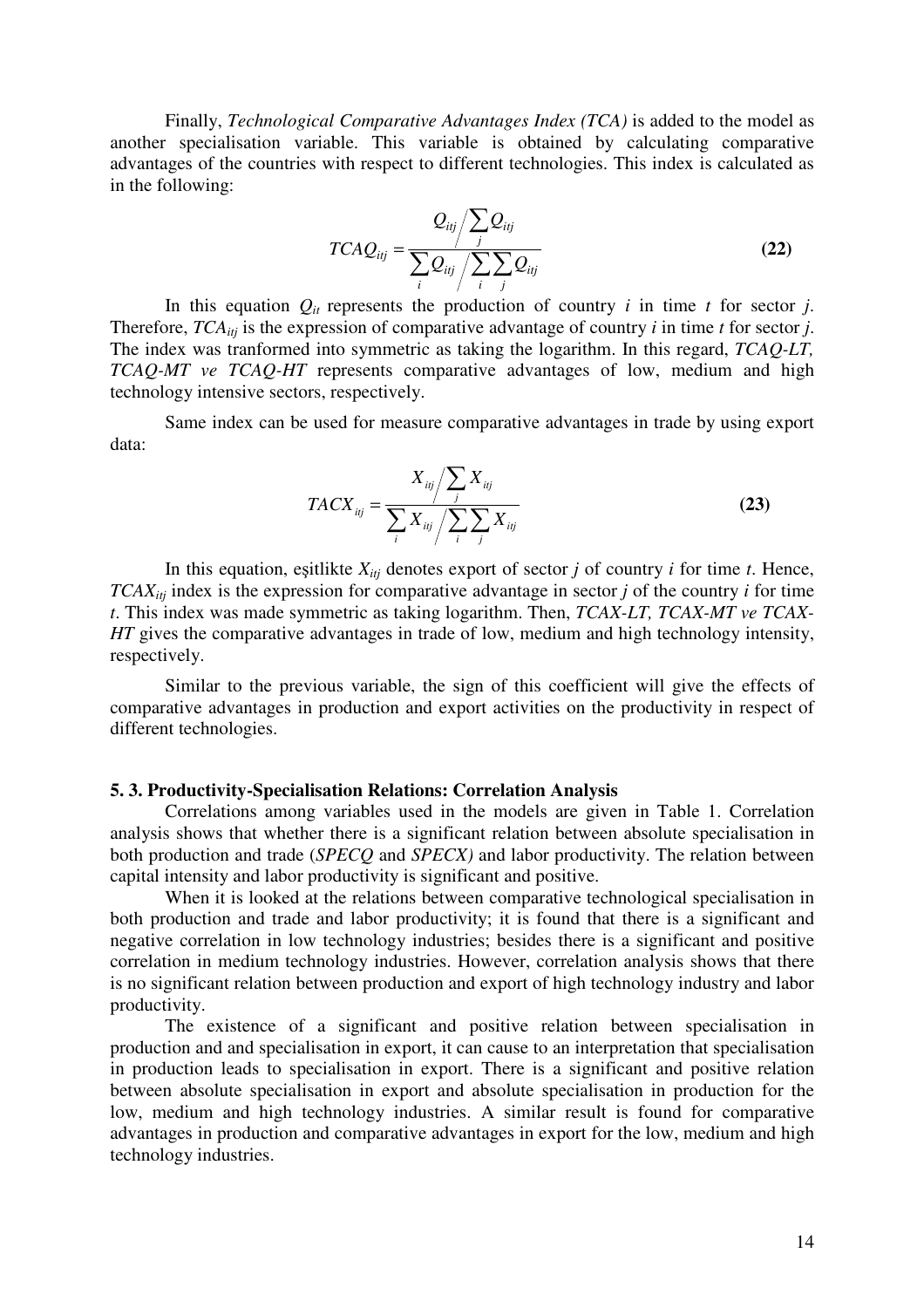Finally, *Technological Comparative Advantages Index (TCA)* is added to the model as another specialisation variable. This variable is obtained by calculating comparative advantages of the countries with respect to different technologies. This index is calculated as in the following:

$$TCAQ_{itj} = \frac{Q_{itj} \Big/ \sum_{j} Q_{itj}}{\sum_{i} Q_{itj} \Big/ \sum_{i} \sum_{j} Q_{itj}} \tag{22}$$

In this equation $Q_{it}$ represents the production of country $i$ in time $t$ for sector $j$. Therefore, $TCA_{itj}$ is the expression of comparative advantage of country $i$ in time $t$ for sector $j$. The index was tranformed into symmetric as taking the logarithm. In this regard, *TCAQ-LT, TCAQ-MT ve TCAQ-HT* represents comparative advantages of low, medium and high technology intensive sectors, respectively.

Same index can be used for measure comparative advantages in trade by using export data:

$$TACX_{itj} = \frac{X_{itj} \Big/ \sum_{j} X_{itj}}{\sum_{i} X_{itj} \Big/ \sum_{i} \sum_{j} X_{itj}} \tag{23}$$

In this equation, eşitlikte $X_{itj}$ denotes export of sector $j$ of country $i$ for time $t$. Hence, $TCAX_{itj}$ index is the expression for comparative advantage in sector $j$ of the country $i$ for time $t$. This index was made symmetric as taking logarithm. Then, *TCAX-LT, TCAX-MT ve TCAX-HT* gives the comparative advantages in trade of low, medium and high technology intensity, respectively.

Similar to the previous variable, the sign of this coefficient will give the effects of comparative advantages in production and export activities on the productivity in respect of different technologies.

### 5. 3. Productivity-Specialisation Relations: Correlation Analysis

Correlations among variables used in the models are given in Table 1. Correlation analysis shows that whether there is a significant relation between absolute specialisation in both production and trade (*SPECQ* and *SPECX)* and labor productivity. The relation between capital intensity and labor productivity is significant and positive.

When it is looked at the relations between comparative technological specialisation in both production and trade and labor productivity; it is found that there is a significant and negative correlation in low technology industries; besides there is a significant and positive correlation in medium technology industries. However, correlation analysis shows that there is no significant relation between production and export of high technology industry and labor productivity.

The existence of a significant and positive relation between specialisation in production and and specialisation in export, it can cause to an interpretation that specialisation in production leads to specialisation in export. There is a significant and positive relation between absolute specialisation in export and absolute specialisation in production for the low, medium and high technology industries. A similar result is found for comparative advantages in production and comparative advantages in export for the low, medium and high technology industries.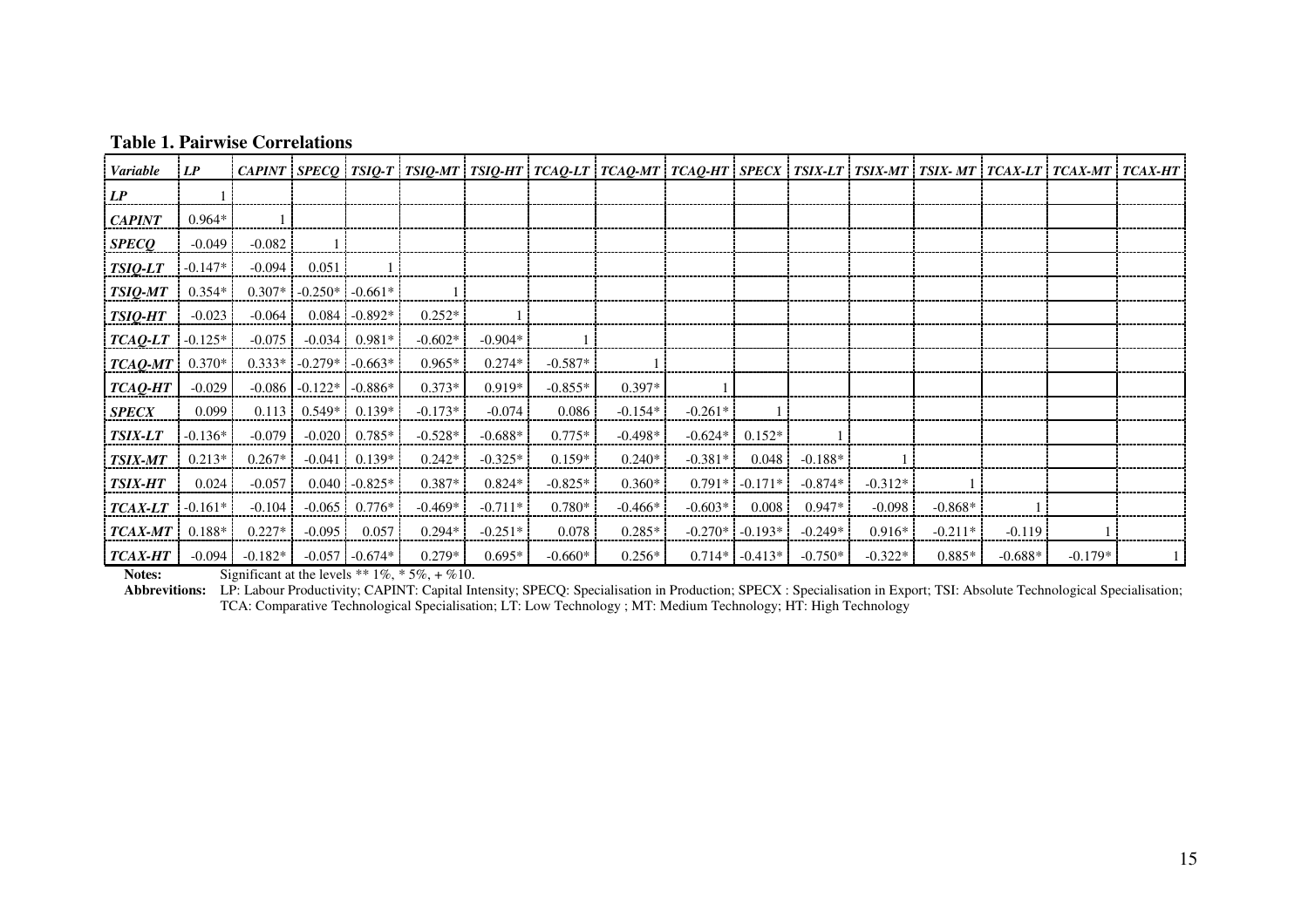**Table 1. Pairwise Correlations**

| *Variable* | *LP* | *CAPINT* | *SPECQ* | *TSIQ-T* | *TSIQ-MT* | *TSIQ-HT* | *TCAQ-LT* | *TCAQ-MT* | *TCAQ-HT* | *SPECX* | *TSIX-LT* | *TSIX-MT* | *TSIX- MT* | *TCAX-LT* | *TCAX-MT* | *TCAX-HT* |
|---|---|---|---|---|---|---|---|---|---|---|---|---|---|---|---|---|
| ***LP*** | 1 | | | | | | | | | | | | | | | |
| ***CAPINT*** | 0.964* | 1 | | | | | | | | | | | | | | |
| ***SPECQ*** | -0.049 | -0.082 | 1 | | | | | | | | | | | | | |
| ***TSIQ-LT*** | -0.147* | -0.094 | 0.051 | 1 | | | | | | | | | | | | |
| ***TSIQ-MT*** | 0.354* | 0.307* | -0.250* | -0.661* | 1 | | | | | | | | | | | |
| ***TSIQ-HT*** | -0.023 | -0.064 | 0.084 | -0.892* | 0.252* | 1 | | | | | | | | | | |
| ***TCAQ-LT*** | -0.125* | -0.075 | -0.034 | 0.981* | -0.602* | -0.904* | 1 | | | | | | | | | |
| ***TCAQ-MT*** | 0.370* | 0.333* | -0.279* | -0.663* | 0.965* | 0.274* | -0.587* | 1 | | | | | | | | |
| ***TCAQ-HT*** | -0.029 | -0.086 | -0.122* | -0.886* | 0.373* | 0.919* | -0.855* | 0.397* | 1 | | | | | | | |
| ***SPECX*** | 0.099 | 0.113 | 0.549* | 0.139* | -0.173* | -0.074 | 0.086 | -0.154* | -0.261* | 1 | | | | | | |
| ***TSIX-LT*** | -0.136* | -0.079 | -0.020 | 0.785* | -0.528* | -0.688* | 0.775* | -0.498* | -0.624* | 0.152* | 1 | | | | | |
| ***TSIX-MT*** | 0.213* | 0.267* | -0.041 | 0.139* | 0.242* | -0.325* | 0.159* | 0.240* | -0.381* | 0.048 | -0.188* | 1 | | | | |
| ***TSIX-HT*** | 0.024 | -0.057 | 0.040 | -0.825* | 0.387* | 0.824* | -0.825* | 0.360* | 0.791* | -0.171* | -0.874* | -0.312* | 1 | | | |
| ***TCAX-LT*** | -0.161* | -0.104 | -0.065 | 0.776* | -0.469* | -0.711* | 0.780* | -0.466* | -0.603* | 0.008 | 0.947* | -0.098 | -0.868* | 1 | | |
| ***TCAX-MT*** | 0.188* | 0.227* | -0.095 | 0.057 | 0.294* | -0.251* | 0.078 | 0.285* | -0.270* | -0.193* | -0.249* | 0.916* | -0.211* | -0.119 | 1 | |
| ***TCAX-HT*** | -0.094 | -0.182* | -0.057 | -0.674* | 0.279* | 0.695* | -0.660* | 0.256* | 0.714* | -0.413* | -0.750* | -0.322* | 0.885* | -0.688* | -0.179* | 1 |

**Notes:** Significant at the levels ** 1%, * 5%, + %10.

**Abbreviations:** LP: Labour Productivity; CAPINT: Capital Intensity; SPECQ: Specialisation in Production; SPECX : Specialisation in Export; TSI: Absolute Technological Specialisation; TCA: Comparative Technological Specialisation; LT: Low Technology ; MT: Medium Technology; HT: High Technology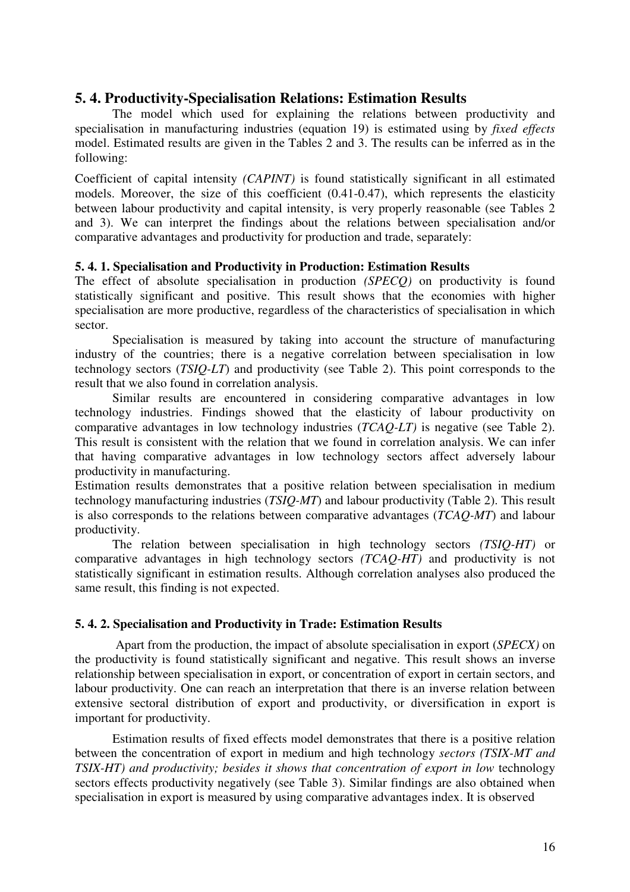## 5. 4. Productivity-Specialisation Relations: Estimation Results

The model which used for explaining the relations between productivity and specialisation in manufacturing industries (equation 19) is estimated using by *fixed effects* model. Estimated results are given in the Tables 2 and 3. The results can be inferred as in the following:

Coefficient of capital intensity *(CAPINT)* is found statistically significant in all estimated models. Moreover, the size of this coefficient (0.41-0.47), which represents the elasticity between labour productivity and capital intensity, is very properly reasonable (see Tables 2 and 3). We can interpret the findings about the relations between specialisation and/or comparative advantages and productivity for production and trade, separately:

### 5. 4. 1. Specialisation and Productivity in Production: Estimation Results

The effect of absolute specialisation in production *(SPECQ)* on productivity is found statistically significant and positive. This result shows that the economies with higher specialisation are more productive, regardless of the characteristics of specialisation in which sector.

Specialisation is measured by taking into account the structure of manufacturing industry of the countries; there is a negative correlation between specialisation in low technology sectors (*TSIQ-LT*) and productivity (see Table 2). This point corresponds to the result that we also found in correlation analysis.

Similar results are encountered in considering comparative advantages in low technology industries. Findings showed that the elasticity of labour productivity on comparative advantages in low technology industries (*TCAQ-LT)* is negative (see Table 2). This result is consistent with the relation that we found in correlation analysis. We can infer that having comparative advantages in low technology sectors affect adversely labour productivity in manufacturing.

Estimation results demonstrates that a positive relation between specialisation in medium technology manufacturing industries (*TSIQ-MT*) and labour productivity (Table 2). This result is also corresponds to the relations between comparative advantages (*TCAQ-MT*) and labour productivity.

The relation between specialisation in high technology sectors *(TSIQ-HT)* or comparative advantages in high technology sectors *(TCAQ-HT)* and productivity is not statistically significant in estimation results. Although correlation analyses also produced the same result, this finding is not expected.

### 5. 4. 2. Specialisation and Productivity in Trade: Estimation Results

Apart from the production, the impact of absolute specialisation in export (*SPECX)* on the productivity is found statistically significant and negative. This result shows an inverse relationship between specialisation in export, or concentration of export in certain sectors, and labour productivity. One can reach an interpretation that there is an inverse relation between extensive sectoral distribution of export and productivity, or diversification in export is important for productivity.

Estimation results of fixed effects model demonstrates that there is a positive relation between the concentration of export in medium and high technology *sectors (TSIX-MT and TSIX-HT) and productivity; besides it shows that concentration of export in low* technology sectors effects productivity negatively (see Table 3). Similar findings are also obtained when specialisation in export is measured by using comparative advantages index. It is observed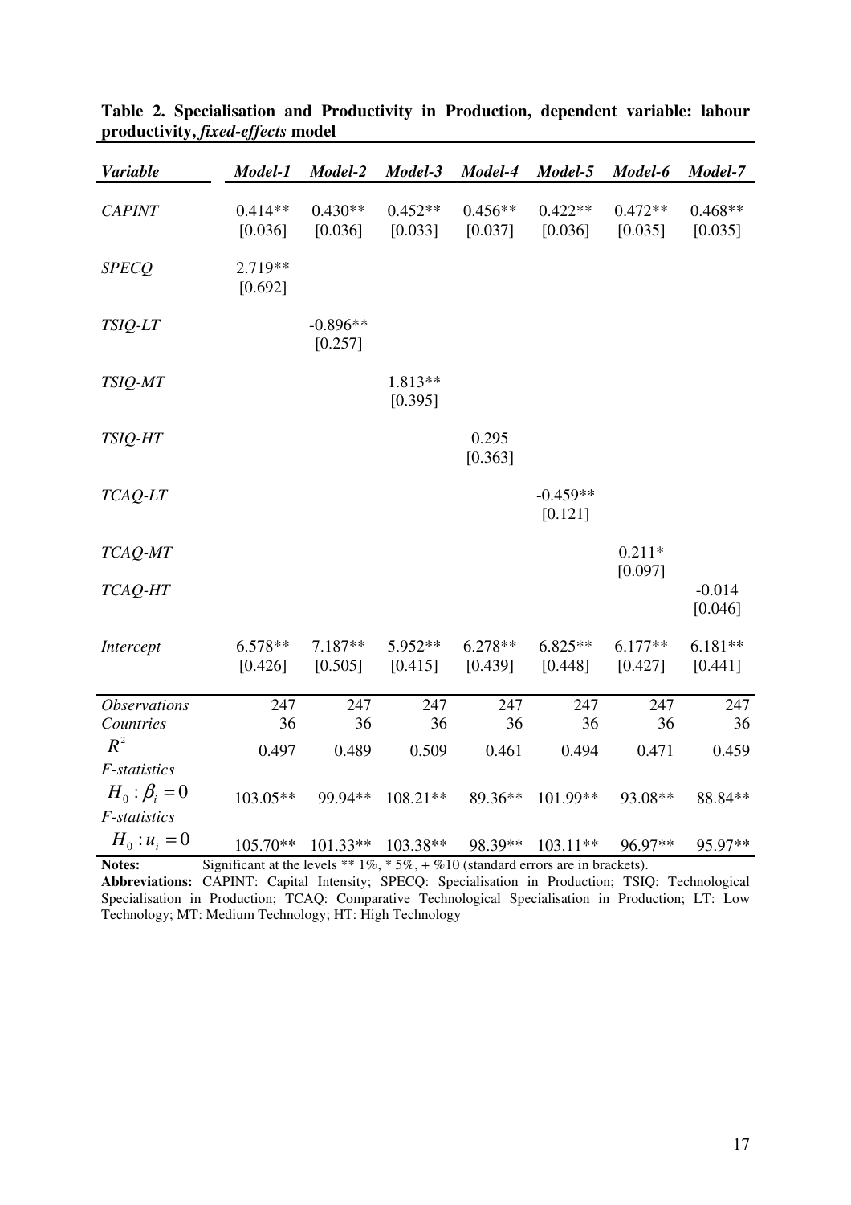**Table 2. Specialisation and Productivity in Production, dependent variable: labour productivity, *fixed-effects* model**

| *Variable* | *Model-1* | *Model-2* | *Model-3* | *Model-4* | *Model-5* | *Model-6* | *Model-7* |
|---|---|---|---|---|---|---|---|
| *CAPINT* | 0.414** [0.036] | 0.430** [0.036] | 0.452** [0.033] | 0.456** [0.037] | 0.422** [0.036] | 0.472** [0.035] | 0.468** [0.035] |
| *SPECQ* | 2.719** [0.692] | | | | | | |
| *TSIQ-LT* | | -0.896** [0.257] | | | | | |
| *TSIQ-MT* | | | 1.813** [0.395] | | | | |
| *TSIQ-HT* | | | | 0.295 [0.363] | | | |
| *TCAQ-LT* | | | | | -0.459** [0.121] | | |
| *TCAQ-MT* | | | | | | 0.211* [0.097] | |
| *TCAQ-HT* | | | | | | | -0.014 [0.046] |
| *Intercept* | 6.578** [0.426] | 7.187** [0.505] | 5.952** [0.415] | 6.278** [0.439] | 6.825** [0.448] | 6.177** [0.427] | 6.181** [0.441] |
| *Observations* | 247 | 247 | 247 | 247 | 247 | 247 | 247 |
| *Countries* | 36 | 36 | 36 | 36 | 36 | 36 | 36 |
| $R^2$ | 0.497 | 0.489 | 0.509 | 0.461 | 0.494 | 0.471 | 0.459 |
| *F-statistics* $H_0 : \beta_i = 0$ | 103.05** | 99.94** | 108.21** | 89.36** | 101.99** | 93.08** | 88.84** |
| *F-statistics* $H_0 : u_i = 0$ | 105.70** | 101.33** | 103.38** | 98.39** | 103.11** | 96.97** | 95.97** |

**Notes:** Significant at the levels ** 1%, * 5%, + %10 (standard errors are in brackets).

**Abbreviations:** CAPINT: Capital Intensity; SPECQ: Specialisation in Production; TSIQ: Technological Specialisation in Production; TCAQ: Comparative Technological Specialisation in Production; LT: Low Technology; MT: Medium Technology; HT: High Technology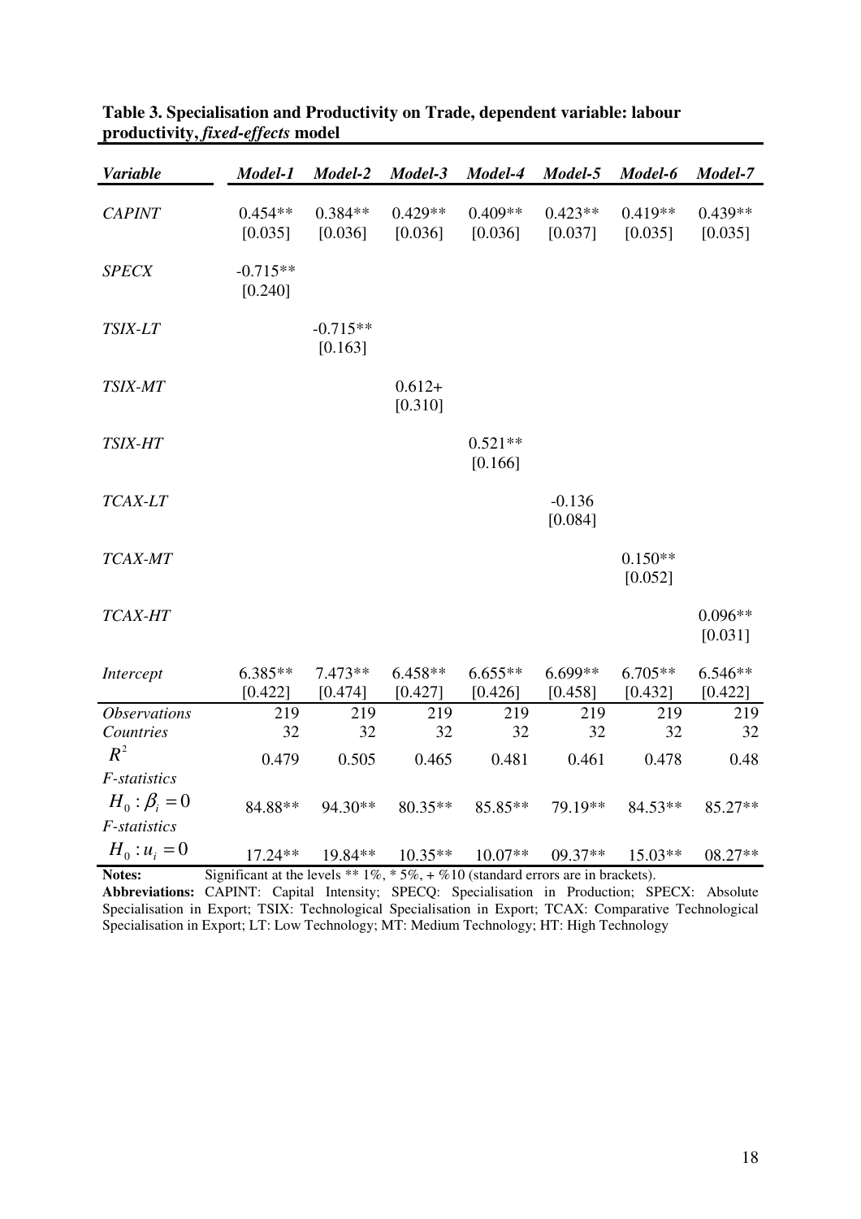**Table 3. Specialisation and Productivity on Trade, dependent variable: labour productivity, *fixed-effects* model**

| *Variable* | *Model-1* | *Model-2* | *Model-3* | *Model-4* | *Model-5* | *Model-6* | *Model-7* |
|---|---|---|---|---|---|---|---|
| *CAPINT* | 0.454** [0.035] | 0.384** [0.036] | 0.429** [0.036] | 0.409** [0.036] | 0.423** [0.037] | 0.419** [0.035] | 0.439** [0.035] |
| *SPECX* | -0.715** [0.240] | | | | | | |
| *TSIX-LT* | | -0.715** [0.163] | | | | | |
| *TSIX-MT* | | | 0.612+ [0.310] | | | | |
| *TSIX-HT* | | | | 0.521** [0.166] | | | |
| *TCAX-LT* | | | | | -0.136 [0.084] | | |
| *TCAX-MT* | | | | | | 0.150** [0.052] | |
| *TCAX-HT* | | | | | | | 0.096** [0.031] |
| *Intercept* | 6.385** [0.422] | 7.473** [0.474] | 6.458** [0.427] | 6.655** [0.426] | 6.699** [0.458] | 6.705** [0.432] | 6.546** [0.422] |
| *Observations* | 219 | 219 | 219 | 219 | 219 | 219 | 219 |
| *Countries* | 32 | 32 | 32 | 32 | 32 | 32 | 32 |
| $R^2$ | 0.479 | 0.505 | 0.465 | 0.481 | 0.461 | 0.478 | 0.48 |
| *F-statistics* $H_0 : \beta_i = 0$ | 84.88** | 94.30** | 80.35** | 85.85** | 79.19** | 84.53** | 85.27** |
| *F-statistics* $H_0 : u_i = 0$ | 17.24** | 19.84** | 10.35** | 10.07** | 09.37** | 15.03** | 08.27** |

**Notes:** Significant at the levels ** 1%, * 5%, + %10 (standard errors are in brackets).

**Abbreviations:** CAPINT: Capital Intensity; SPECQ: Specialisation in Production; SPECX: Absolute Specialisation in Export; TSIX: Technological Specialisation in Export; TCAX: Comparative Technological Specialisation in Export; LT: Low Technology; MT: Medium Technology; HT: High Technology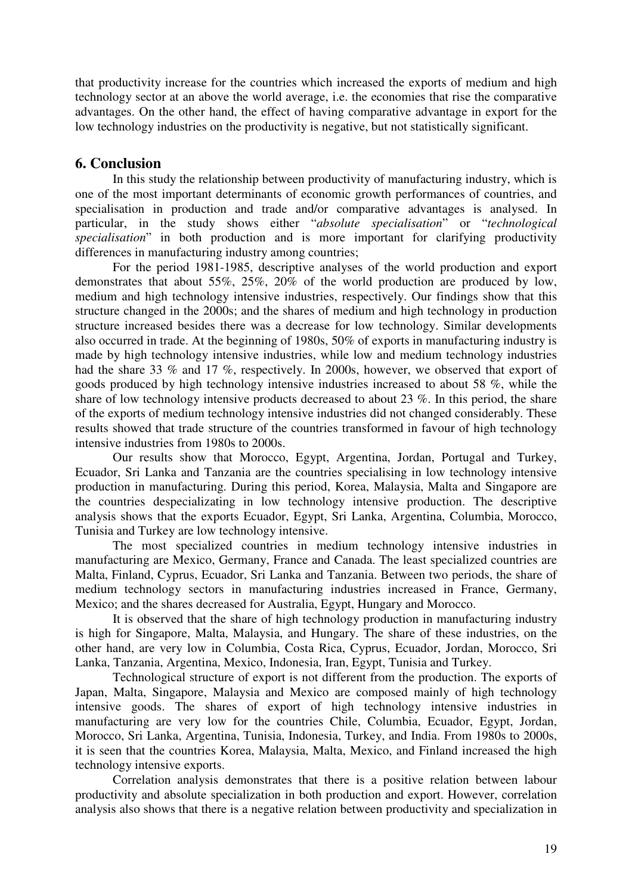that productivity increase for the countries which increased the exports of medium and high technology sector at an above the world average, i.e. the economies that rise the comparative advantages. On the other hand, the effect of having comparative advantage in export for the low technology industries on the productivity is negative, but not statistically significant.

## 6. Conclusion

In this study the relationship between productivity of manufacturing industry, which is one of the most important determinants of economic growth performances of countries, and specialisation in production and trade and/or comparative advantages is analysed. In particular, in the study shows either "*absolute specialisation*" or "*technological specialisation*" in both production and is more important for clarifying productivity differences in manufacturing industry among countries;

For the period 1981-1985, descriptive analyses of the world production and export demonstrates that about 55%, 25%, 20% of the world production are produced by low, medium and high technology intensive industries, respectively. Our findings show that this structure changed in the 2000s; and the shares of medium and high technology in production structure increased besides there was a decrease for low technology. Similar developments also occurred in trade. At the beginning of 1980s, 50% of exports in manufacturing industry is made by high technology intensive industries, while low and medium technology industries had the share 33 % and 17 %, respectively. In 2000s, however, we observed that export of goods produced by high technology intensive industries increased to about 58 %, while the share of low technology intensive products decreased to about 23 %. In this period, the share of the exports of medium technology intensive industries did not changed considerably. These results showed that trade structure of the countries transformed in favour of high technology intensive industries from 1980s to 2000s.

Our results show that Morocco, Egypt, Argentina, Jordan, Portugal and Turkey, Ecuador, Sri Lanka and Tanzania are the countries specialising in low technology intensive production in manufacturing. During this period, Korea, Malaysia, Malta and Singapore are the countries despecializating in low technology intensive production. The descriptive analysis shows that the exports Ecuador, Egypt, Sri Lanka, Argentina, Columbia, Morocco, Tunisia and Turkey are low technology intensive.

The most specialized countries in medium technology intensive industries in manufacturing are Mexico, Germany, France and Canada. The least specialized countries are Malta, Finland, Cyprus, Ecuador, Sri Lanka and Tanzania. Between two periods, the share of medium technology sectors in manufacturing industries increased in France, Germany, Mexico; and the shares decreased for Australia, Egypt, Hungary and Morocco.

It is observed that the share of high technology production in manufacturing industry is high for Singapore, Malta, Malaysia, and Hungary. The share of these industries, on the other hand, are very low in Columbia, Costa Rica, Cyprus, Ecuador, Jordan, Morocco, Sri Lanka, Tanzania, Argentina, Mexico, Indonesia, Iran, Egypt, Tunisia and Turkey.

Technological structure of export is not different from the production. The exports of Japan, Malta, Singapore, Malaysia and Mexico are composed mainly of high technology intensive goods. The shares of export of high technology intensive industries in manufacturing are very low for the countries Chile, Columbia, Ecuador, Egypt, Jordan, Morocco, Sri Lanka, Argentina, Tunisia, Indonesia, Turkey, and India. From 1980s to 2000s, it is seen that the countries Korea, Malaysia, Malta, Mexico, and Finland increased the high technology intensive exports.

Correlation analysis demonstrates that there is a positive relation between labour productivity and absolute specialization in both production and export. However, correlation analysis also shows that there is a negative relation between productivity and specialization in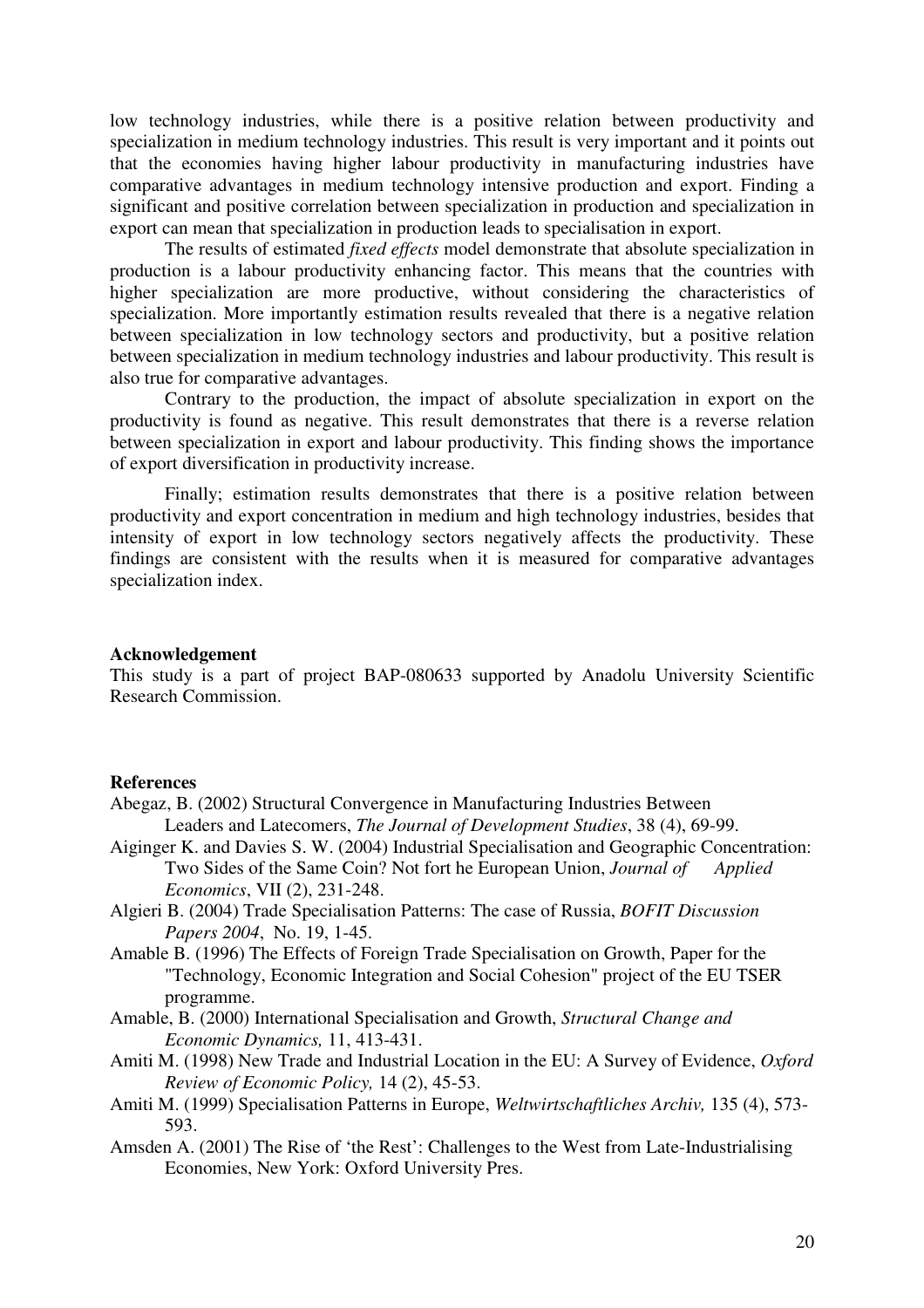low technology industries, while there is a positive relation between productivity and specialization in medium technology industries. This result is very important and it points out that the economies having higher labour productivity in manufacturing industries have comparative advantages in medium technology intensive production and export. Finding a significant and positive correlation between specialization in production and specialization in export can mean that specialization in production leads to specialisation in export.

The results of estimated *fixed effects* model demonstrate that absolute specialization in production is a labour productivity enhancing factor. This means that the countries with higher specialization are more productive, without considering the characteristics of specialization. More importantly estimation results revealed that there is a negative relation between specialization in low technology sectors and productivity, but a positive relation between specialization in medium technology industries and labour productivity. This result is also true for comparative advantages.

Contrary to the production, the impact of absolute specialization in export on the productivity is found as negative. This result demonstrates that there is a reverse relation between specialization in export and labour productivity. This finding shows the importance of export diversification in productivity increase.

Finally; estimation results demonstrates that there is a positive relation between productivity and export concentration in medium and high technology industries, besides that intensity of export in low technology sectors negatively affects the productivity. These findings are consistent with the results when it is measured for comparative advantages specialization index.

**Acknowledgement**

This study is a part of project BAP-080633 supported by Anadolu University Scientific Research Commission.

**References**

Abegaz, B. (2002) Structural Convergence in Manufacturing Industries Between Leaders and Latecomers, *The Journal of Development Studies*, 38 (4), 69-99.

Aiginger K. and Davies S. W. (2004) Industrial Specialisation and Geographic Concentration: Two Sides of the Same Coin? Not fort he European Union, *Journal of Applied Economics*, VII (2), 231-248.

Algieri B. (2004) Trade Specialisation Patterns: The case of Russia, *BOFIT Discussion Papers 2004*, No. 19, 1-45.

Amable B. (1996) The Effects of Foreign Trade Specialisation on Growth, Paper for the "Technology, Economic Integration and Social Cohesion" project of the EU TSER programme.

Amable, B. (2000) International Specialisation and Growth, *Structural Change and Economic Dynamics,* 11, 413-431.

Amiti M. (1998) New Trade and Industrial Location in the EU: A Survey of Evidence, *Oxford Review of Economic Policy,* 14 (2), 45-53.

Amiti M. (1999) Specialisation Patterns in Europe, *Weltwirtschaftliches Archiv,* 135 (4), 573-593.

Amsden A. (2001) The Rise of 'the Rest': Challenges to the West from Late-Industrialising Economies, New York: Oxford University Pres.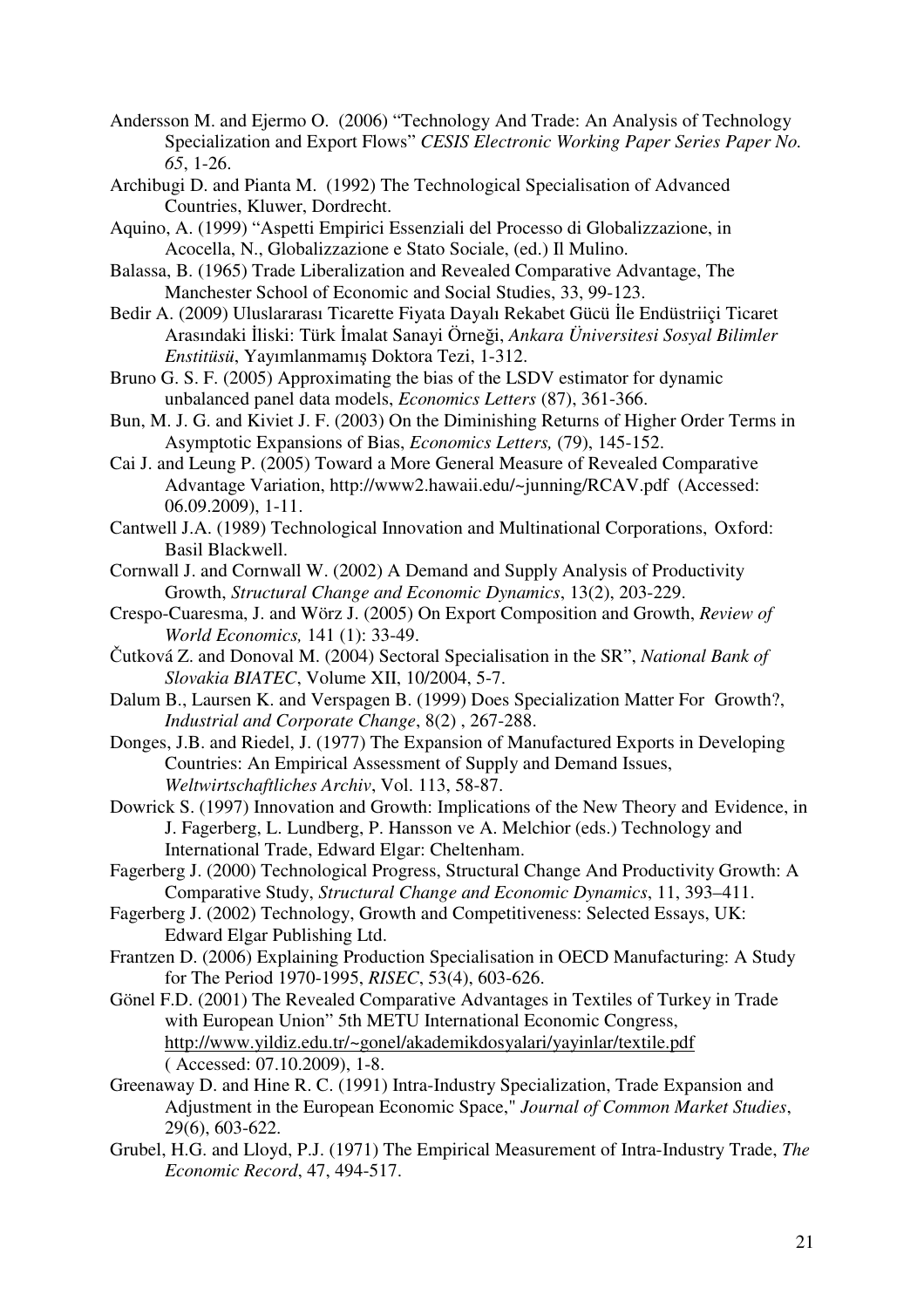Andersson M. and Ejermo O. (2006) "Technology And Trade: An Analysis of Technology Specialization and Export Flows" *CESIS Electronic Working Paper Series Paper No. 65*, 1-26.

Archibugi D. and Pianta M. (1992) The Technological Specialisation of Advanced Countries, Kluwer, Dordrecht.

Aquino, A. (1999) "Aspetti Empirici Essenziali del Processo di Globalizzazione, in Acocella, N., Globalizzazione e Stato Sociale, (ed.) Il Mulino.

Balassa, B. (1965) Trade Liberalization and Revealed Comparative Advantage, The Manchester School of Economic and Social Studies, 33, 99-123.

Bedir A. (2009) Uluslararası Ticarette Fiyata Dayalı Rekabet Gücü İle Endüstriiçi Ticaret Arasındaki İliski: Türk İmalat Sanayi Örneği, *Ankara Üniversitesi Sosyal Bilimler Enstitüsü*, Yayımlanmamış Doktora Tezi, 1-312.

Bruno G. S. F. (2005) Approximating the bias of the LSDV estimator for dynamic unbalanced panel data models, *Economics Letters* (87), 361-366.

Bun, M. J. G. and Kiviet J. F. (2003) On the Diminishing Returns of Higher Order Terms in Asymptotic Expansions of Bias, *Economics Letters,* (79), 145-152.

Cai J. and Leung P. (2005) Toward a More General Measure of Revealed Comparative Advantage Variation, http://www2.hawaii.edu/~junning/RCAV.pdf (Accessed: 06.09.2009), 1-11.

Cantwell J.A. (1989) Technological Innovation and Multinational Corporations, Oxford: Basil Blackwell.

Cornwall J. and Cornwall W. (2002) A Demand and Supply Analysis of Productivity Growth, *Structural Change and Economic Dynamics*, 13(2), 203-229.

Crespo-Cuaresma, J. and Wörz J. (2005) On Export Composition and Growth, *Review of World Economics,* 141 (1): 33-49.

Čutková Z. and Donoval M. (2004) Sectoral Specialisation in the SR", *National Bank of Slovakia BIATEC*, Volume XII, 10/2004, 5-7.

Dalum B., Laursen K. and Verspagen B. (1999) Does Specialization Matter For Growth?, *Industrial and Corporate Change*, 8(2) , 267-288.

Donges, J.B. and Riedel, J. (1977) The Expansion of Manufactured Exports in Developing Countries: An Empirical Assessment of Supply and Demand Issues, *Weltwirtschaftliches Archiv*, Vol. 113, 58-87.

Dowrick S. (1997) Innovation and Growth: Implications of the New Theory and Evidence, in J. Fagerberg, L. Lundberg, P. Hansson ve A. Melchior (eds.) Technology and International Trade, Edward Elgar: Cheltenham.

Fagerberg J. (2000) Technological Progress, Structural Change And Productivity Growth: A Comparative Study, *Structural Change and Economic Dynamics*, 11, 393–411.

Fagerberg J. (2002) Technology, Growth and Competitiveness: Selected Essays, UK: Edward Elgar Publishing Ltd.

Frantzen D. (2006) Explaining Production Specialisation in OECD Manufacturing: A Study for The Period 1970-1995, *RISEC*, 53(4), 603-626.

Gönel F.D. (2001) The Revealed Comparative Advantages in Textiles of Turkey in Trade with European Union" 5th METU International Economic Congress, http://www.yildiz.edu.tr/~gonel/akademikdosyalari/yayinlar/textile.pdf ( Accessed: 07.10.2009), 1-8.

Greenaway D. and Hine R. C. (1991) Intra-Industry Specialization, Trade Expansion and Adjustment in the European Economic Space," *Journal of Common Market Studies*, 29(6), 603-622.

Grubel, H.G. and Lloyd, P.J. (1971) The Empirical Measurement of Intra-Industry Trade, *The Economic Record*, 47, 494-517.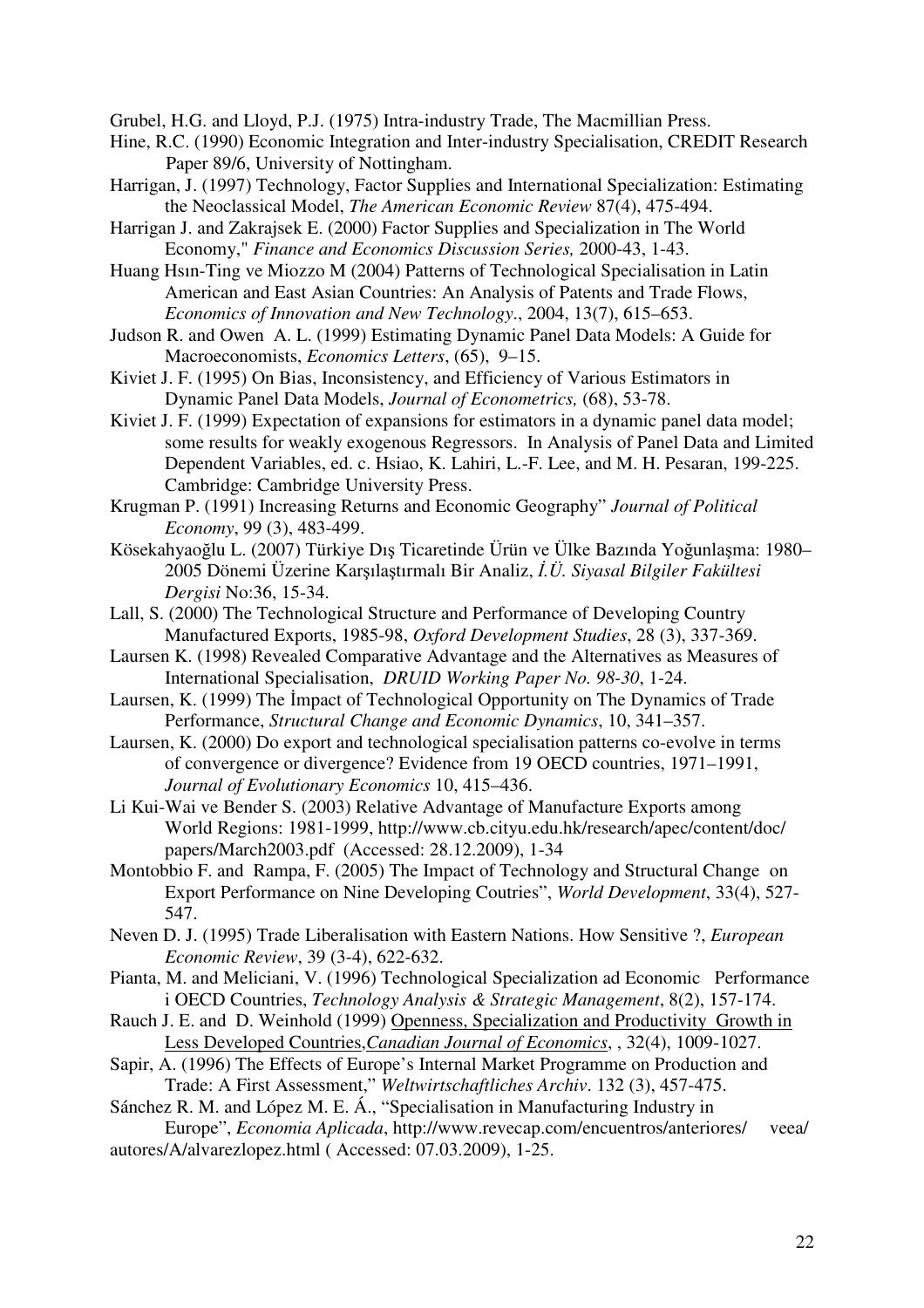Grubel, H.G. and Lloyd, P.J. (1975) Intra-industry Trade, The Macmillian Press.

Hine, R.C. (1990) Economic Integration and Inter-industry Specialisation, CREDIT Research Paper 89/6, University of Nottingham.

Harrigan, J. (1997) Technology, Factor Supplies and International Specialization: Estimating the Neoclassical Model, *The American Economic Review* 87(4), 475-494.

Harrigan J. and Zakrajsek E. (2000) Factor Supplies and Specialization in The World Economy," *Finance and Economics Discussion Series,* 2000-43, 1-43.

Huang Hsın-Ting ve Miozzo M (2004) Patterns of Technological Specialisation in Latin American and East Asian Countries: An Analysis of Patents and Trade Flows, *Economics of Innovation and New Technology*., 2004, 13(7), 615–653.

Judson R. and Owen A. L. (1999) Estimating Dynamic Panel Data Models: A Guide for Macroeconomists, *Economics Letters*, (65), 9–15.

Kiviet J. F. (1995) On Bias, Inconsistency, and Efficiency of Various Estimators in Dynamic Panel Data Models, *Journal of Econometrics,* (68), 53-78.

Kiviet J. F. (1999) Expectation of expansions for estimators in a dynamic panel data model; some results for weakly exogenous Regressors. In Analysis of Panel Data and Limited Dependent Variables, ed. c. Hsiao, K. Lahiri, L.-F. Lee, and M. H. Pesaran, 199-225. Cambridge: Cambridge University Press.

Krugman P. (1991) Increasing Returns and Economic Geography" *Journal of Political Economy*, 99 (3), 483-499.

Kösekahyaoğlu L. (2007) Türkiye Dış Ticaretinde Ürün ve Ülke Bazında Yoğunlaşma: 1980–2005 Dönemi Üzerine Karşılaştırmalı Bir Analiz, *İ.Ü. Siyasal Bilgiler Fakültesi Dergisi* No:36, 15-34.

Lall, S. (2000) The Technological Structure and Performance of Developing Country Manufactured Exports, 1985-98, *Oxford Development Studies*, 28 (3), 337-369.

Laursen K. (1998) Revealed Comparative Advantage and the Alternatives as Measures of International Specialisation, *DRUID Working Paper No. 98-30*, 1-24.

Laursen, K. (1999) The İmpact of Technological Opportunity on The Dynamics of Trade Performance, *Structural Change and Economic Dynamics*, 10, 341–357.

Laursen, K. (2000) Do export and technological specialisation patterns co-evolve in terms of convergence or divergence? Evidence from 19 OECD countries, 1971–1991, *Journal of Evolutionary Economics* 10, 415–436.

Li Kui-Wai ve Bender S. (2003) Relative Advantage of Manufacture Exports among World Regions: 1981-1999, http://www.cb.cityu.edu.hk/research/apec/content/doc/papers/March2003.pdf (Accessed: 28.12.2009), 1-34

Montobbio F. and Rampa, F. (2005) The Impact of Technology and Structural Change on Export Performance on Nine Developing Coutries", *World Development*, 33(4), 527-547.

Neven D. J. (1995) Trade Liberalisation with Eastern Nations. How Sensitive ?, *European Economic Review*, 39 (3-4), 622-632.

Pianta, M. and Meliciani, V. (1996) Technological Specialization ad Economic Performance i OECD Countries, *Technology Analysis & Strategic Management*, 8(2), 157-174.

Rauch J. E. and D. Weinhold (1999) Openness, Specialization and Productivity Growth in Less Developed Countries,*Canadian Journal of Economics*, , 32(4), 1009-1027.

Sapir, A. (1996) The Effects of Europe's Internal Market Programme on Production and Trade: A First Assessment," *Weltwirtschaftliches Archiv*. 132 (3), 457-475.

Sánchez R. M. and López M. E. Á., "Specialisation in Manufacturing Industry in Europe", *Economia Aplicada*, http://www.revecap.com/encuentros/anteriores/ veea/autores/A/alvarezlopez.html ( Accessed: 07.03.2009), 1-25.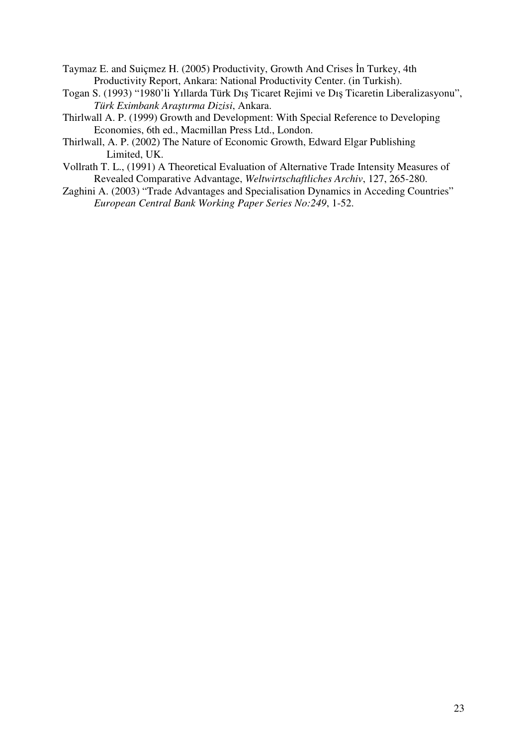Taymaz E. and Suiçmez H. (2005) Productivity, Growth And Crises İn Turkey, 4th Productivity Report, Ankara: National Productivity Center. (in Turkish).

Togan S. (1993) "1980'li Yıllarda Türk Dış Ticaret Rejimi ve Dış Ticaretin Liberalizasyonu", *Türk Eximbank Araştırma Dizisi*, Ankara.

Thirlwall A. P. (1999) Growth and Development: With Special Reference to Developing Economies, 6th ed., Macmillan Press Ltd., London.

Thirlwall, A. P. (2002) The Nature of Economic Growth, Edward Elgar Publishing Limited, UK.

Vollrath T. L., (1991) A Theoretical Evaluation of Alternative Trade Intensity Measures of Revealed Comparative Advantage, *Weltwirtschaftliches Archiv*, 127, 265-280.

Zaghini A. (2003) "Trade Advantages and Specialisation Dynamics in Acceding Countries" *European Central Bank Working Paper Series No:249*, 1-52.